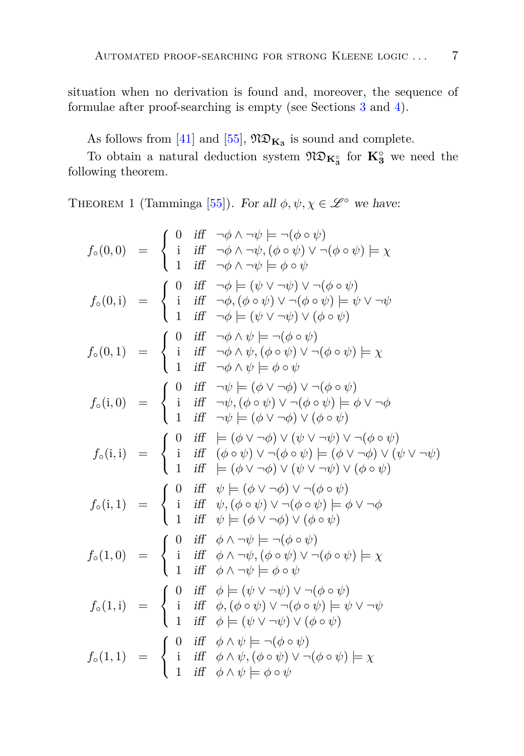situation when no derivation is found and, moreover, the sequence of formulae after proof-searching is empty (see Sections 3 and 4).

As follows from [41] and [55], $\mathfrak{ND}_{\mathbf{K_3}}$ is sound and complete.

To obtain a natural deduction system $\mathfrak{ND}_{\mathbf{K_3^\circ}}$ for $\mathbf{K_3^\circ}$ we need the following theorem.

Theorem 1 (Tamminga [55]). *For all $\phi, \psi, \chi \in \mathscr{L}^\circ$ we have*:

$$f_\circ(0,0) = \begin{cases} 0 & \textit{iff} \quad \neg\phi \wedge \neg\psi \models \neg(\phi \circ \psi) \\ \mathrm{i} & \textit{iff} \quad \neg\phi \wedge \neg\psi, (\phi \circ \psi) \vee \neg(\phi \circ \psi) \models \chi \\ 1 & \textit{iff} \quad \neg\phi \wedge \neg\psi \models \phi \circ \psi \end{cases}$$

$$f_\circ(0,\mathrm{i}) = \begin{cases} 0 & \textit{iff} \quad \neg\phi \models (\psi \vee \neg\psi) \vee \neg(\phi \circ \psi) \\ \mathrm{i} & \textit{iff} \quad \neg\phi, (\phi \circ \psi) \vee \neg(\phi \circ \psi) \models \psi \vee \neg\psi \\ 1 & \textit{iff} \quad \neg\phi \models (\psi \vee \neg\psi) \vee (\phi \circ \psi) \end{cases}$$

$$f_\circ(0,1) = \begin{cases} 0 & \textit{iff} \quad \neg\phi \wedge \psi \models \neg(\phi \circ \psi) \\ \mathrm{i} & \textit{iff} \quad \neg\phi \wedge \psi, (\phi \circ \psi) \vee \neg(\phi \circ \psi) \models \chi \\ 1 & \textit{iff} \quad \neg\phi \wedge \psi \models \phi \circ \psi \end{cases}$$

$$f_\circ(\mathrm{i},0) = \begin{cases} 0 & \textit{iff} \quad \neg\psi \models (\phi \vee \neg\phi) \vee \neg(\phi \circ \psi) \\ \mathrm{i} & \textit{iff} \quad \neg\psi, (\phi \circ \psi) \vee \neg(\phi \circ \psi) \models \phi \vee \neg\phi \\ 1 & \textit{iff} \quad \neg\psi \models (\phi \vee \neg\phi) \vee (\phi \circ \psi) \end{cases}$$

$$f_\circ(\mathrm{i},\mathrm{i}) = \begin{cases} 0 & \textit{iff} \quad \models (\phi \vee \neg\phi) \vee (\psi \vee \neg\psi) \vee \neg(\phi \circ \psi) \\ \mathrm{i} & \textit{iff} \quad (\phi \circ \psi) \vee \neg(\phi \circ \psi) \models (\phi \vee \neg\phi) \vee (\psi \vee \neg\psi) \\ 1 & \textit{iff} \quad \models (\phi \vee \neg\phi) \vee (\psi \vee \neg\psi) \vee (\phi \circ \psi) \end{cases}$$

$$f_\circ(\mathrm{i},1) = \begin{cases} 0 & \textit{iff} \quad \psi \models (\phi \vee \neg\phi) \vee \neg(\phi \circ \psi) \\ \mathrm{i} & \textit{iff} \quad \psi, (\phi \circ \psi) \vee \neg(\phi \circ \psi) \models \phi \vee \neg\phi \\ 1 & \textit{iff} \quad \psi \models (\phi \vee \neg\phi) \vee (\phi \circ \psi) \end{cases}$$

$$f_\circ(1,0) = \begin{cases} 0 & \textit{iff} \quad \phi \wedge \neg\psi \models \neg(\phi \circ \psi) \\ \mathrm{i} & \textit{iff} \quad \phi \wedge \neg\psi, (\phi \circ \psi) \vee \neg(\phi \circ \psi) \models \chi \\ 1 & \textit{iff} \quad \phi \wedge \neg\psi \models \phi \circ \psi \end{cases}$$

$$f_\circ(1,\mathrm{i}) = \begin{cases} 0 & \textit{iff} \quad \phi \models (\psi \vee \neg\psi) \vee \neg(\phi \circ \psi) \\ \mathrm{i} & \textit{iff} \quad \phi, (\phi \circ \psi) \vee \neg(\phi \circ \psi) \models \psi \vee \neg\psi \\ 1 & \textit{iff} \quad \phi \models (\psi \vee \neg\psi) \vee (\phi \circ \psi) \end{cases}$$

$$f_\circ(1,1) = \begin{cases} 0 & \textit{iff} \quad \phi \wedge \psi \models \neg(\phi \circ \psi) \\ \mathrm{i} & \textit{iff} \quad \phi \wedge \psi, (\phi \circ \psi) \vee \neg(\phi \circ \psi) \models \chi \\ 1 & \textit{iff} \quad \phi \wedge \psi \models \phi \circ \psi \end{cases}$$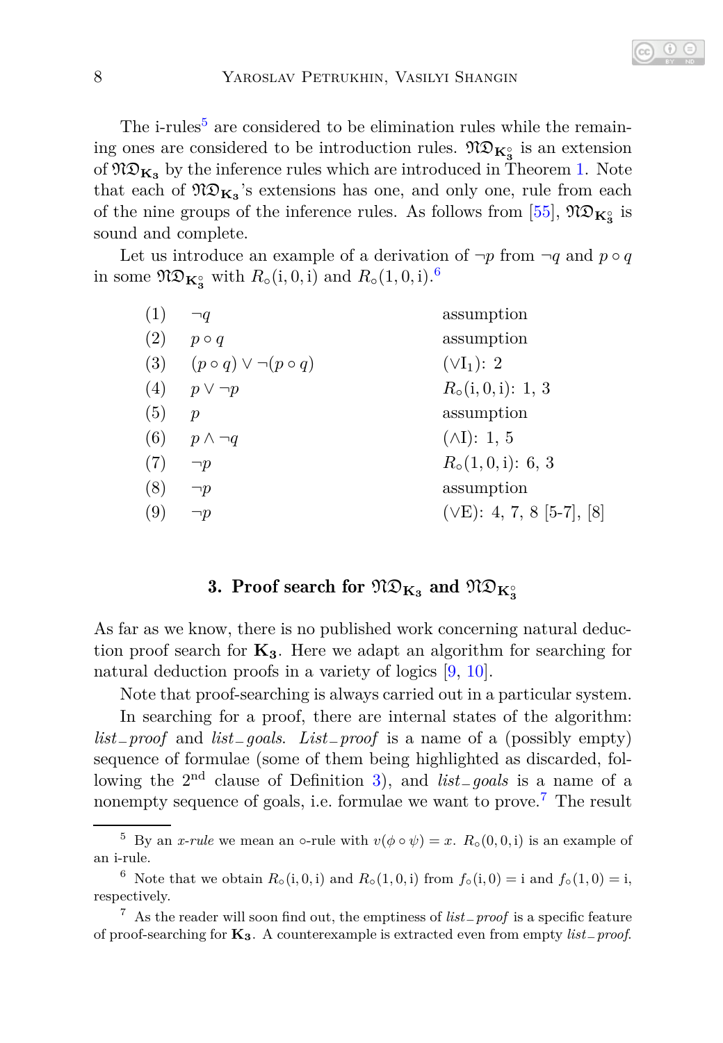The i-rules[5] are considered to be elimination rules while the remaining ones are considered to be introduction rules. $\mathfrak{ND}_{\mathbf{K_3^\circ}}$ is an extension of $\mathfrak{ND}_{\mathbf{K_3}}$ by the inference rules which are introduced in Theorem 1. Note that each of $\mathfrak{ND}_{\mathbf{K_3}}$'s extensions has one, and only one, rule from each of the nine groups of the inference rules. As follows from [55], $\mathfrak{ND}_{\mathbf{K_3^\circ}}$ is sound and complete.

Let us introduce an example of a derivation of $\neg p$ from $\neg q$ and $p \circ q$ in some $\mathfrak{ND}_{\mathbf{K_3^\circ}}$ with $R_\circ(\mathrm{i}, 0, \mathrm{i})$ and $R_\circ(1, 0, \mathrm{i})$.[6]

| | | |
|---|---|---|
| (1) | $\neg q$ | assumption |
| (2) | $p \circ q$ | assumption |
| (3) | $(p \circ q) \vee \neg(p \circ q)$ | $(\vee \mathrm{I}_1)$: 2 |
| (4) | $p \vee \neg p$ | $R_\circ(\mathrm{i}, 0, \mathrm{i})$: 1, 3 |
| (5) | $p$ | assumption |
| (6) | $p \wedge \neg q$ | $(\wedge \mathrm{I})$: 1, 5 |
| (7) | $\neg p$ | $R_\circ(1, 0, \mathrm{i})$: 6, 3 |
| (8) | $\neg p$ | assumption |
| (9) | $\neg p$ | $(\vee \mathrm{E})$: 4, 7, 8 [5-7], [8] |

## 3. Proof search for $\mathfrak{ND}_{\mathbf{K_3}}$ and $\mathfrak{ND}_{\mathbf{K_3^\circ}}$

As far as we know, there is no published work concerning natural deduction proof search for $\mathbf{K_3}$. Here we adapt an algorithm for searching for natural deduction proofs in a variety of logics [9, 10].

Note that proof-searching is always carried out in a particular system.

In searching for a proof, there are internal states of the algorithm: *list_proof* and *list_goals*. *List_proof* is a name of a (possibly empty) sequence of formulae (some of them being highlighted as discarded, following the 2nd clause of Definition 3), and *list_goals* is a name of a nonempty sequence of goals, i.e. formulae we want to prove.[7] The result

---

[5] By an *x-rule* we mean an $\circ$-rule with $v(\phi \circ \psi) = x$. $R_\circ(0, 0, \mathrm{i})$ is an example of an i-rule.

[6] Note that we obtain $R_\circ(\mathrm{i}, 0, \mathrm{i})$ and $R_\circ(1, 0, \mathrm{i})$ from $f_\circ(\mathrm{i}, 0) = \mathrm{i}$ and $f_\circ(1, 0) = \mathrm{i}$, respectively.

[7] As the reader will soon find out, the emptiness of *list_proof* is a specific feature of proof-searching for $\mathbf{K_3}$. A counterexample is extracted even from empty *list_proof*.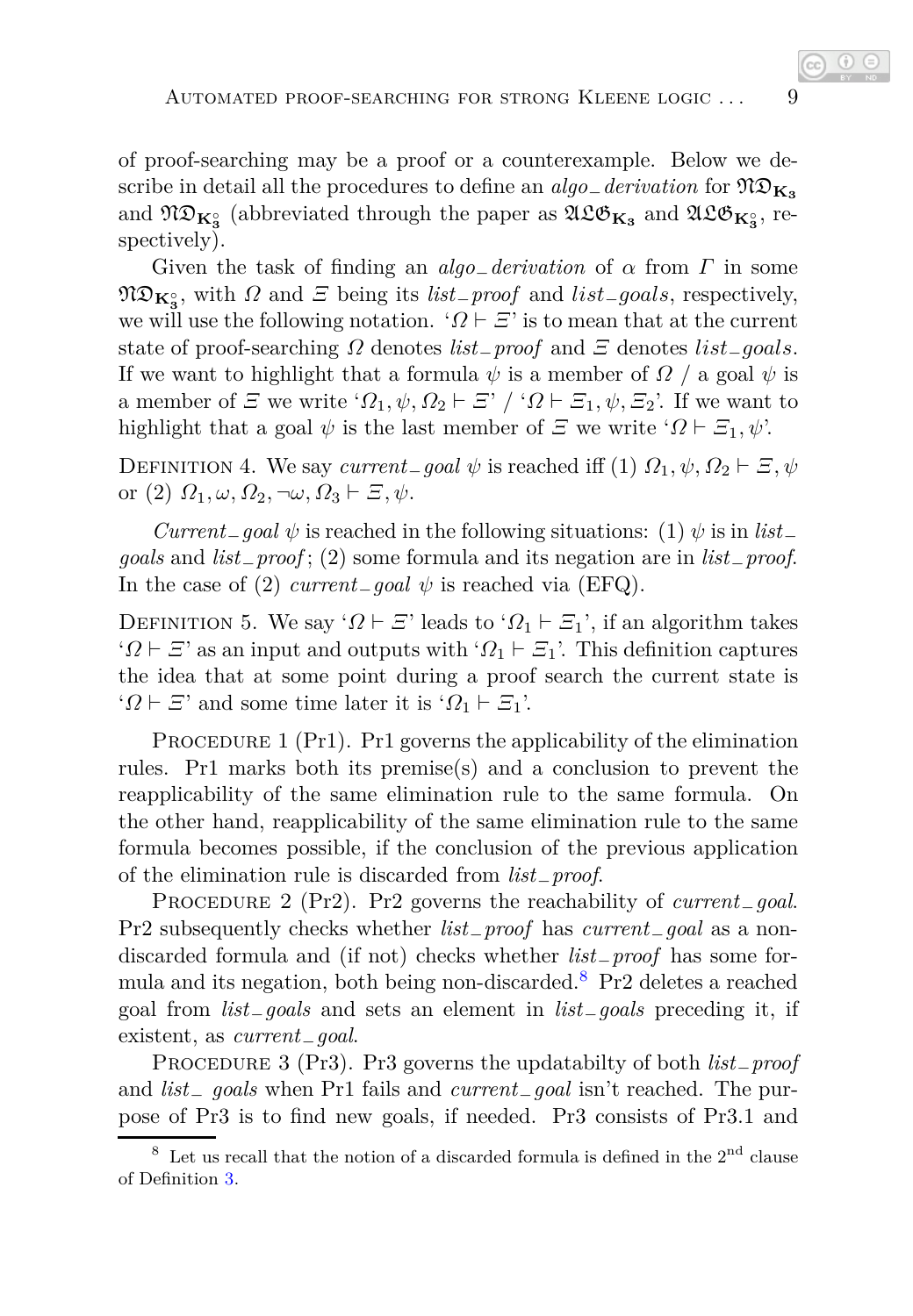of proof-searching may be a proof or a counterexample. Below we describe in detail all the procedures to define an *algo_ derivation* for $\mathfrak{ND}_{\mathbf{K_3}}$ and $\mathfrak{ND}_{\mathbf{K_3^\circ}}$ (abbreviated through the paper as $\mathfrak{ALG}_{\mathbf{K_3}}$ and $\mathfrak{ALG}_{\mathbf{K_3^\circ}}$, respectively).

Given the task of finding an *algo_ derivation* of $\alpha$ from $\Gamma$ in some $\mathfrak{ND}_{\mathbf{K_3^\circ}}$, with $\Omega$ and $\Xi$ being its *list_ proof* and *list_ goals*, respectively, we will use the following notation. '$\Omega \vdash \Xi$' is to mean that at the current state of proof-searching $\Omega$ denotes *list_ proof* and $\Xi$ denotes *list_ goals*. If we want to highlight that a formula $\psi$ is a member of $\Omega$ / a goal $\psi$ is a member of $\Xi$ we write '$\Omega_1, \psi, \Omega_2 \vdash \Xi$' / '$\Omega \vdash \Xi_1, \psi, \Xi_2$'. If we want to highlight that a goal $\psi$ is the last member of $\Xi$ we write '$\Omega \vdash \Xi_1, \psi$'.

Definition 4. We say *current_ goal* $\psi$ is reached iff (1) $\Omega_1, \psi, \Omega_2 \vdash \Xi, \psi$ or (2) $\Omega_1, \omega, \Omega_2, \neg\omega, \Omega_3 \vdash \Xi, \psi$.

*Current_ goal* $\psi$ is reached in the following situations: (1) $\psi$ is in *list_ goals* and *list_ proof*; (2) some formula and its negation are in *list_ proof*. In the case of (2) *current_ goal* $\psi$ is reached via (EFQ).

Definition 5. We say '$\Omega \vdash \Xi$' leads to '$\Omega_1 \vdash \Xi_1$', if an algorithm takes '$\Omega \vdash \Xi$' as an input and outputs with '$\Omega_1 \vdash \Xi_1$'. This definition captures the idea that at some point during a proof search the current state is '$\Omega \vdash \Xi$' and some time later it is '$\Omega_1 \vdash \Xi_1$'.

Procedure 1 (Pr1). Pr1 governs the applicability of the elimination rules. Pr1 marks both its premise(s) and a conclusion to prevent the reapplicability of the same elimination rule to the same formula. On the other hand, reapplicability of the same elimination rule to the same formula becomes possible, if the conclusion of the previous application of the elimination rule is discarded from *list_ proof*.

Procedure 2 (Pr2). Pr2 governs the reachability of *current_ goal*. Pr2 subsequently checks whether *list_ proof* has *current_ goal* as a non-discarded formula and (if not) checks whether *list_ proof* has some formula and its negation, both being non-discarded.[8] Pr2 deletes a reached goal from *list_ goals* and sets an element in *list_ goals* preceding it, if existent, as *current_ goal*.

Procedure 3 (Pr3). Pr3 governs the updatabilty of both *list_ proof* and *list_ goals* when Pr1 fails and *current_ goal* isn't reached. The purpose of Pr3 is to find new goals, if needed. Pr3 consists of Pr3.1 and

[8] Let us recall that the notion of a discarded formula is defined in the 2nd clause of Definition 3.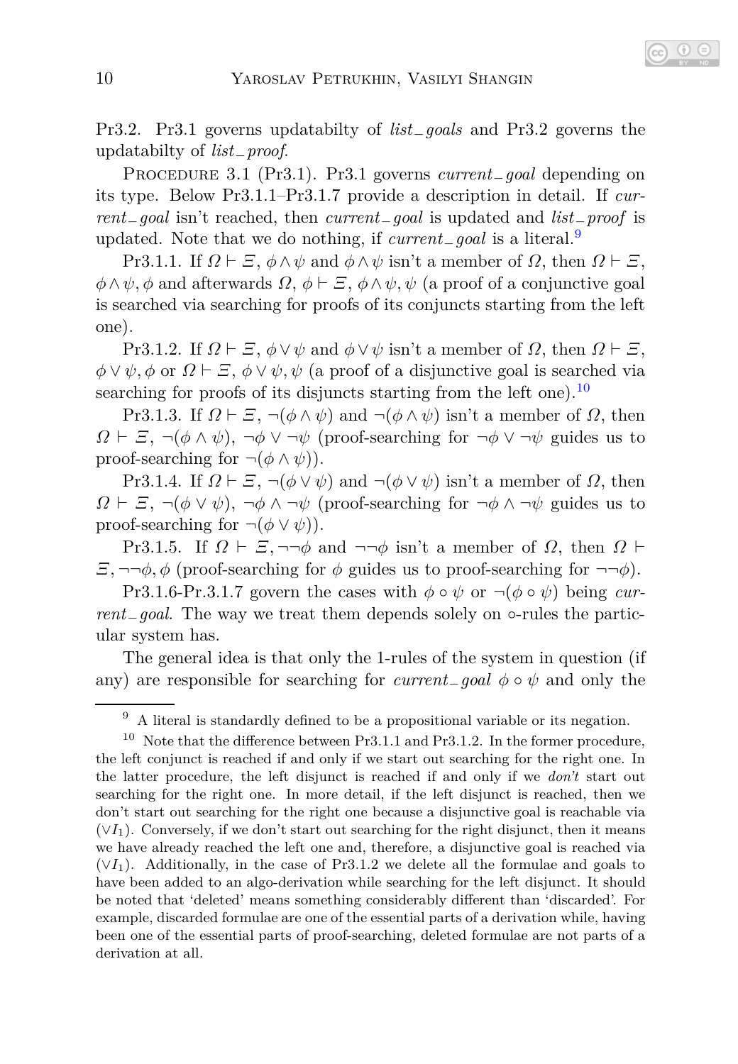Pr3.2. Pr3.1 governs updatabilty of *list_goals* and Pr3.2 governs the updatabilty of *list_proof*.

Procedure 3.1 (Pr3.1). Pr3.1 governs *current_goal* depending on its type. Below Pr3.1.1–Pr3.1.7 provide a description in detail. If *current_goal* isn't reached, then *current_goal* is updated and *list_proof* is updated. Note that we do nothing, if *current_goal* is a literal.[9]

Pr3.1.1. If $\Omega \vdash \Xi$, $\phi \wedge \psi$ and $\phi \wedge \psi$ isn't a member of $\Omega$, then $\Omega \vdash \Xi$, $\phi \wedge \psi, \phi$ and afterwards $\Omega$, $\phi \vdash \Xi$, $\phi \wedge \psi, \psi$ (a proof of a conjunctive goal is searched via searching for proofs of its conjuncts starting from the left one).

Pr3.1.2. If $\Omega \vdash \Xi$, $\phi \vee \psi$ and $\phi \vee \psi$ isn't a member of $\Omega$, then $\Omega \vdash \Xi$, $\phi \vee \psi, \phi$ or $\Omega \vdash \Xi$, $\phi \vee \psi, \psi$ (a proof of a disjunctive goal is searched via searching for proofs of its disjuncts starting from the left one).[10]

Pr3.1.3. If $\Omega \vdash \Xi$, $\neg(\phi \wedge \psi)$ and $\neg(\phi \wedge \psi)$ isn't a member of $\Omega$, then $\Omega \vdash \Xi$, $\neg(\phi \wedge \psi)$, $\neg\phi \vee \neg\psi$ (proof-searching for $\neg\phi \vee \neg\psi$ guides us to proof-searching for $\neg(\phi \wedge \psi)$).

Pr3.1.4. If $\Omega \vdash \Xi$, $\neg(\phi \vee \psi)$ and $\neg(\phi \vee \psi)$ isn't a member of $\Omega$, then $\Omega \vdash \Xi$, $\neg(\phi \vee \psi)$, $\neg\phi \wedge \neg\psi$ (proof-searching for $\neg\phi \wedge \neg\psi$ guides us to proof-searching for $\neg(\phi \vee \psi)$).

Pr3.1.5. If $\Omega \vdash \Xi, \neg\neg\phi$ and $\neg\neg\phi$ isn't a member of $\Omega$, then $\Omega \vdash \Xi, \neg\neg\phi, \phi$ (proof-searching for $\phi$ guides us to proof-searching for $\neg\neg\phi$).

Pr3.1.6-Pr.3.1.7 govern the cases with $\phi \circ \psi$ or $\neg(\phi \circ \psi)$ being *current_goal*. The way we treat them depends solely on $\circ$-rules the particular system has.

The general idea is that only the 1-rules of the system in question (if any) are responsible for searching for *current_goal* $\phi \circ \psi$ and only the

---

[9] A literal is standardly defined to be a propositional variable or its negation.

[10] Note that the difference between Pr3.1.1 and Pr3.1.2. In the former procedure, the left conjunct is reached if and only if we start out searching for the right one. In the latter procedure, the left disjunct is reached if and only if we *don't* start out searching for the right one. In more detail, if the left disjunct is reached, then we don't start out searching for the right one because a disjunctive goal is reachable via $(\vee I_1)$. Conversely, if we don't start out searching for the right disjunct, then it means we have already reached the left one and, therefore, a disjunctive goal is reached via $(\vee I_1)$. Additionally, in the case of Pr3.1.2 we delete all the formulae and goals to have been added to an algo-derivation while searching for the left disjunct. It should be noted that 'deleted' means something considerably different than 'discarded'. For example, discarded formulae are one of the essential parts of a derivation while, having been one of the essential parts of proof-searching, deleted formulae are not parts of a derivation at all.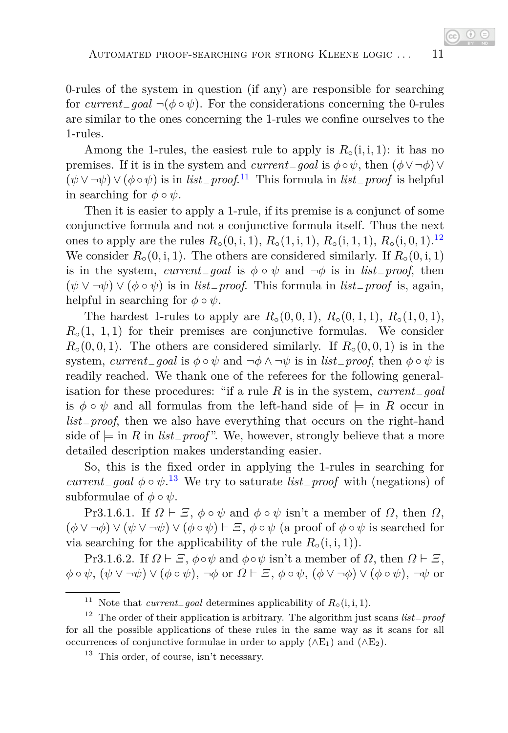0-rules of the system in question (if any) are responsible for searching for *current_goal* $\neg(\phi \circ \psi)$. For the considerations concerning the 0-rules are similar to the ones concerning the 1-rules we confine ourselves to the 1-rules.

Among the 1-rules, the easiest rule to apply is $R_{\circ}(\mathrm{i},\mathrm{i},1)$: it has no premises. If it is in the system and *current_goal* is $\phi \circ \psi$, then $(\phi \vee \neg\phi) \vee (\psi \vee \neg\psi) \vee (\phi \circ \psi)$ is in *list_proof*.[11] This formula in *list_proof* is helpful in searching for $\phi \circ \psi$.

Then it is easier to apply a 1-rule, if its premise is a conjunct of some conjunctive formula and not a conjunctive formula itself. Thus the next ones to apply are the rules $R_{\circ}(0,\mathrm{i},1)$, $R_{\circ}(1,\mathrm{i},1)$, $R_{\circ}(\mathrm{i},1,1)$, $R_{\circ}(\mathrm{i},0,1)$.[12] We consider $R_{\circ}(0,\mathrm{i},1)$. The others are considered similarly. If $R_{\circ}(0,\mathrm{i},1)$ is in the system, *current_goal* is $\phi \circ \psi$ and $\neg\phi$ is in *list_proof*, then $(\psi \vee \neg\psi) \vee (\phi \circ \psi)$ is in *list_proof*. This formula in *list_proof* is, again, helpful in searching for $\phi \circ \psi$.

The hardest 1-rules to apply are $R_{\circ}(0,0,1)$, $R_{\circ}(0,1,1)$, $R_{\circ}(1,0,1)$, $R_{\circ}(1,\ 1,1)$ for their premises are conjunctive formulas. We consider $R_{\circ}(0,0,1)$. The others are considered similarly. If $R_{\circ}(0,0,1)$ is in the system, *current_goal* is $\phi \circ \psi$ and $\neg\phi \wedge \neg\psi$ is in *list_proof*, then $\phi \circ \psi$ is readily reached. We thank one of the referees for the following generalisation for these procedures: "if a rule $R$ is in the system, *current_goal* is $\phi \circ \psi$ and all formulas from the left-hand side of $\models$ in $R$ occur in *list_proof*, then we also have everything that occurs on the right-hand side of $\models$ in $R$ in *list_proof*". We, however, strongly believe that a more detailed description makes understanding easier.

So, this is the fixed order in applying the 1-rules in searching for *current_goal* $\phi \circ \psi$.[13] We try to saturate *list_proof* with (negations) of subformulae of $\phi \circ \psi$.

Pr3.1.6.1. If $\varOmega \vdash \varXi, \phi \circ \psi$ and $\phi \circ \psi$ isn't a member of $\varOmega$, then $\varOmega$, $(\phi \vee \neg\phi) \vee (\psi \vee \neg\psi) \vee (\phi \circ \psi) \vdash \varXi, \phi \circ \psi$ (a proof of $\phi \circ \psi$ is searched for via searching for the applicability of the rule $R_{\circ}(\mathrm{i},\mathrm{i},1)$).

Pr3.1.6.2. If $\varOmega \vdash \varXi, \phi \circ \psi$ and $\phi \circ \psi$ isn't a member of $\varOmega$, then $\varOmega \vdash \varXi$, $\phi \circ \psi$, $(\psi \vee \neg\psi) \vee (\phi \circ \psi)$, $\neg\phi$ or $\varOmega \vdash \varXi$, $\phi \circ \psi$, $(\phi \vee \neg\phi) \vee (\phi \circ \psi)$, $\neg\psi$ or

---

[11] Note that *current_goal* determines applicability of $R_{\circ}(\mathrm{i},\mathrm{i},1)$.

[12] The order of their application is arbitrary. The algorithm just scans *list_proof* for all the possible applications of these rules in the same way as it scans for all occurrences of conjunctive formulae in order to apply $(\wedge\mathrm{E}_1)$ and $(\wedge\mathrm{E}_2)$.

[13] This order, of course, isn't necessary.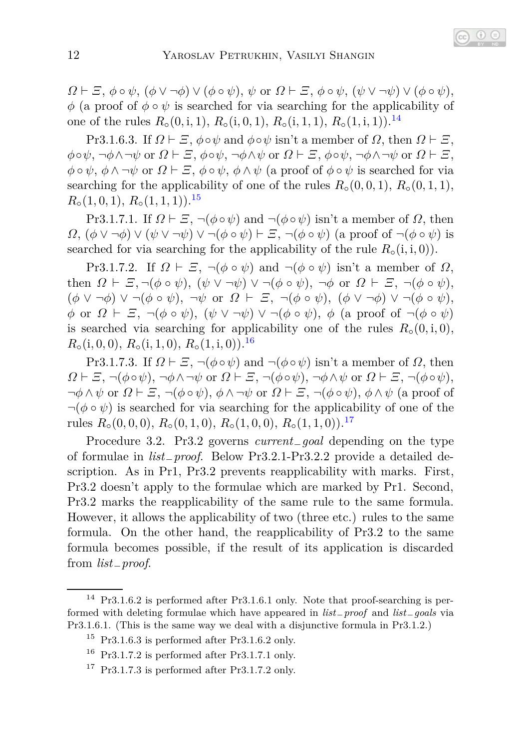$\varOmega \vdash \varXi$, $\phi \circ \psi$, $(\phi \vee \neg\phi) \vee (\phi \circ \psi)$, $\psi$ or $\varOmega \vdash \varXi$, $\phi \circ \psi$, $(\psi \vee \neg\psi) \vee (\phi \circ \psi)$, $\phi$ (a proof of $\phi \circ \psi$ is searched for via searching for the applicability of one of the rules $R_\circ(0, \mathrm{i}, 1)$, $R_\circ(\mathrm{i}, 0, 1)$, $R_\circ(\mathrm{i}, 1, 1)$, $R_\circ(1, \mathrm{i}, 1)$).[14]

Pr3.1.6.3. If $\varOmega \vdash \varXi$, $\phi \circ \psi$ and $\phi \circ \psi$ isn't a member of $\varOmega$, then $\varOmega \vdash \varXi$, $\phi \circ \psi$, $\neg\phi \wedge \neg\psi$ or $\varOmega \vdash \varXi$, $\phi \circ \psi$, $\neg\phi \wedge \psi$ or $\varOmega \vdash \varXi$, $\phi \circ \psi$, $\neg\phi \wedge \neg\psi$ or $\varOmega \vdash \varXi$, $\phi \circ \psi$, $\phi \wedge \neg\psi$ or $\varOmega \vdash \varXi$, $\phi \circ \psi$, $\phi \wedge \psi$ (a proof of $\phi \circ \psi$ is searched for via searching for the applicability of one of the rules $R_\circ(0, 0, 1)$, $R_\circ(0, 1, 1)$, $R_\circ(1, 0, 1)$, $R_\circ(1, 1, 1)$).[15]

Pr3.1.7.1. If $\varOmega \vdash \varXi$, $\neg(\phi \circ \psi)$ and $\neg(\phi \circ \psi)$ isn't a member of $\varOmega$, then $\varOmega$, $(\phi \vee \neg\phi) \vee (\psi \vee \neg\psi) \vee \neg(\phi \circ \psi) \vdash \varXi$, $\neg(\phi \circ \psi)$ (a proof of $\neg(\phi \circ \psi)$ is searched for via searching for the applicability of the rule $R_\circ(\mathrm{i}, \mathrm{i}, 0)$).

Pr3.1.7.2. If $\varOmega \vdash \varXi$, $\neg(\phi \circ \psi)$ and $\neg(\phi \circ \psi)$ isn't a member of $\varOmega$, then $\varOmega \vdash \varXi, \neg(\phi \circ \psi)$, $(\psi \vee \neg\psi) \vee \neg(\phi \circ \psi)$, $\neg\phi$ or $\varOmega \vdash \varXi$, $\neg(\phi \circ \psi)$, $(\phi \vee \neg\phi) \vee \neg(\phi \circ \psi)$, $\neg\psi$ or $\varOmega \vdash \varXi$, $\neg(\phi \circ \psi)$, $(\phi \vee \neg\phi) \vee \neg(\phi \circ \psi)$, $\phi$ or $\varOmega \vdash \varXi$, $\neg(\phi \circ \psi)$, $(\psi \vee \neg\psi) \vee \neg(\phi \circ \psi)$, $\phi$ (a proof of $\neg(\phi \circ \psi)$ is searched via searching for applicability one of the rules $R_\circ(0, \mathrm{i}, 0)$, $R_\circ(\mathrm{i}, 0, 0)$, $R_\circ(\mathrm{i}, 1, 0)$, $R_\circ(1, \mathrm{i}, 0)$).[16]

Pr3.1.7.3. If $\varOmega \vdash \varXi$, $\neg(\phi \circ \psi)$ and $\neg(\phi \circ \psi)$ isn't a member of $\varOmega$, then $\varOmega \vdash \varXi$, $\neg(\phi \circ \psi)$, $\neg\phi \wedge \neg\psi$ or $\varOmega \vdash \varXi$, $\neg(\phi \circ \psi)$, $\neg\phi \wedge \psi$ or $\varOmega \vdash \varXi$, $\neg(\phi \circ \psi)$, $\neg\phi \wedge \psi$ or $\varOmega \vdash \varXi$, $\neg(\phi \circ \psi)$, $\phi \wedge \neg\psi$ or $\varOmega \vdash \varXi$, $\neg(\phi \circ \psi)$, $\phi \wedge \psi$ (a proof of $\neg(\phi \circ \psi)$ is searched for via searching for the applicability of one of the rules $R_\circ(0, 0, 0)$, $R_\circ(0, 1, 0)$, $R_\circ(1, 0, 0)$, $R_\circ(1, 1, 0)$).[17]

Procedure 3.2. Pr3.2 governs *current_goal* depending on the type of formulae in *list_proof*. Below Pr3.2.1-Pr3.2.2 provide a detailed description. As in Pr1, Pr3.2 prevents reapplicability with marks. First, Pr3.2 doesn't apply to the formulae which are marked by Pr1. Second, Pr3.2 marks the reapplicability of the same rule to the same formula. However, it allows the applicability of two (three etc.) rules to the same formula. On the other hand, the reapplicability of Pr3.2 to the same formula becomes possible, if the result of its application is discarded from *list_proof*.

---

[14] Pr3.1.6.2 is performed after Pr3.1.6.1 only. Note that proof-searching is performed with deleting formulae which have appeared in *list_proof* and *list_goals* via Pr3.1.6.1. (This is the same way we deal with a disjunctive formula in Pr3.1.2.)

[15] Pr3.1.6.3 is performed after Pr3.1.6.2 only.

[16] Pr3.1.7.2 is performed after Pr3.1.7.1 only.

[17] Pr3.1.7.3 is performed after Pr3.1.7.2 only.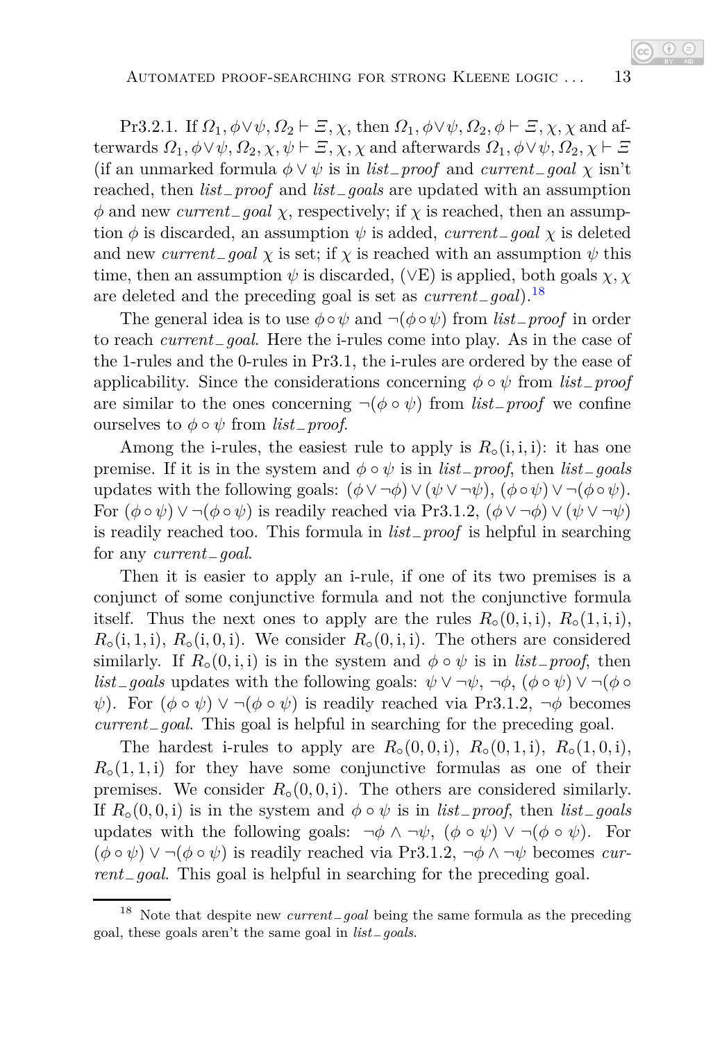Pr3.2.1. If $\Omega_1, \phi \vee \psi, \Omega_2 \vdash \Xi, \chi$, then $\Omega_1, \phi \vee \psi, \Omega_2, \phi \vdash \Xi, \chi, \chi$ and afterwards $\Omega_1, \phi \vee \psi, \Omega_2, \chi, \psi \vdash \Xi, \chi, \chi$ and afterwards $\Omega_1, \phi \vee \psi, \Omega_2, \chi \vdash \Xi$ (if an unmarked formula $\phi \vee \psi$ is in *list_proof* and *current_goal* $\chi$ isn't reached, then *list_proof* and *list_goals* are updated with an assumption $\phi$ and new *current_goal* $\chi$, respectively; if $\chi$ is reached, then an assumption $\phi$ is discarded, an assumption $\psi$ is added, *current_goal* $\chi$ is deleted and new *current_goal* $\chi$ is set; if $\chi$ is reached with an assumption $\psi$ this time, then an assumption $\psi$ is discarded, $(\vee\mathrm{E})$ is applied, both goals $\chi, \chi$ are deleted and the preceding goal is set as *current_goal*).[18]

The general idea is to use $\phi \circ \psi$ and $\neg(\phi \circ \psi)$ from *list_proof* in order to reach *current_goal*. Here the i-rules come into play. As in the case of the 1-rules and the 0-rules in Pr3.1, the i-rules are ordered by the ease of applicability. Since the considerations concerning $\phi \circ \psi$ from *list_proof* are similar to the ones concerning $\neg(\phi \circ \psi)$ from *list_proof* we confine ourselves to $\phi \circ \psi$ from *list_proof*.

Among the i-rules, the easiest rule to apply is $R_\circ(\mathrm{i}, \mathrm{i}, \mathrm{i})$: it has one premise. If it is in the system and $\phi \circ \psi$ is in *list_proof*, then *list_goals* updates with the following goals: $(\phi \vee \neg\phi) \vee (\psi \vee \neg\psi)$, $(\phi \circ \psi) \vee \neg(\phi \circ \psi)$. For $(\phi \circ \psi) \vee \neg(\phi \circ \psi)$ is readily reached via Pr3.1.2, $(\phi \vee \neg\phi) \vee (\psi \vee \neg\psi)$ is readily reached too. This formula in *list_proof* is helpful in searching for any *current_goal*.

Then it is easier to apply an i-rule, if one of its two premises is a conjunct of some conjunctive formula and not the conjunctive formula itself. Thus the next ones to apply are the rules $R_\circ(0, \mathrm{i}, \mathrm{i})$, $R_\circ(1, \mathrm{i}, \mathrm{i})$, $R_\circ(\mathrm{i}, 1, \mathrm{i})$, $R_\circ(\mathrm{i}, 0, \mathrm{i})$. We consider $R_\circ(0, \mathrm{i}, \mathrm{i})$. The others are considered similarly. If $R_\circ(0, \mathrm{i}, \mathrm{i})$ is in the system and $\phi \circ \psi$ is in *list_proof*, then *list_goals* updates with the following goals: $\psi \vee \neg\psi$, $\neg\phi$, $(\phi \circ \psi) \vee \neg(\phi \circ \psi)$. For $(\phi \circ \psi) \vee \neg(\phi \circ \psi)$ is readily reached via Pr3.1.2, $\neg\phi$ becomes *current_goal*. This goal is helpful in searching for the preceding goal.

The hardest i-rules to apply are $R_\circ(0, 0, \mathrm{i})$, $R_\circ(0, 1, \mathrm{i})$, $R_\circ(1, 0, \mathrm{i})$, $R_\circ(1, 1, \mathrm{i})$ for they have some conjunctive formulas as one of their premises. We consider $R_\circ(0, 0, \mathrm{i})$. The others are considered similarly. If $R_\circ(0, 0, \mathrm{i})$ is in the system and $\phi \circ \psi$ is in *list_proof*, then *list_goals* updates with the following goals: $\neg\phi \wedge \neg\psi$, $(\phi \circ \psi) \vee \neg(\phi \circ \psi)$. For $(\phi \circ \psi) \vee \neg(\phi \circ \psi)$ is readily reached via Pr3.1.2, $\neg\phi \wedge \neg\psi$ becomes *current_goal*. This goal is helpful in searching for the preceding goal.

[18] Note that despite new *current_goal* being the same formula as the preceding goal, these goals aren't the same goal in *list_goals*.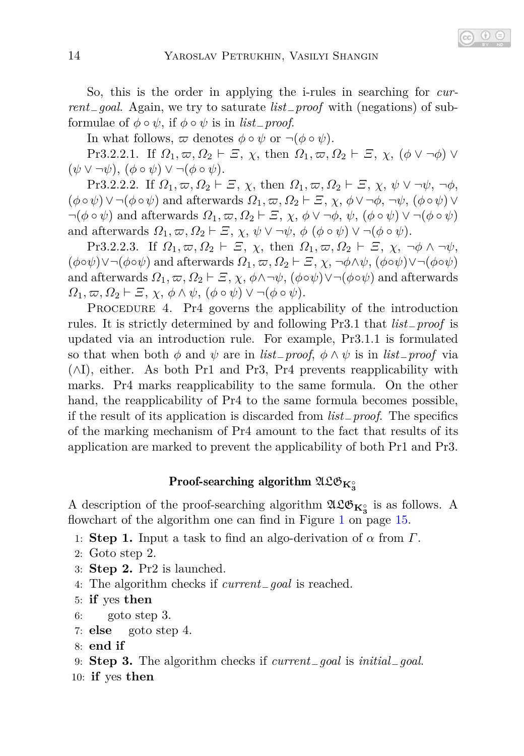So, this is the order in applying the i-rules in searching for *current_goal*. Again, we try to saturate *list_proof* with (negations) of subformulae of $\phi \circ \psi$, if $\phi \circ \psi$ is in *list_proof*.

In what follows, $\varpi$ denotes $\phi \circ \psi$ or $\neg(\phi \circ \psi)$.

Pr3.2.2.1. If $\Omega_1, \varpi, \Omega_2 \vdash \Xi,\ \chi$, then $\Omega_1, \varpi, \Omega_2 \vdash \Xi,\ \chi,\ (\phi \vee \neg\phi) \vee (\psi \vee \neg\psi),\ (\phi \circ \psi) \vee \neg(\phi \circ \psi)$.

Pr3.2.2.2. If $\Omega_1, \varpi, \Omega_2 \vdash \Xi,\ \chi$, then $\Omega_1, \varpi, \Omega_2 \vdash \Xi,\ \chi,\ \psi \vee \neg\psi,\ \neg\phi,\ (\phi \circ \psi) \vee \neg(\phi \circ \psi)$ and afterwards $\Omega_1, \varpi, \Omega_2 \vdash \Xi,\ \chi,\ \phi \vee \neg\phi,\ \neg\psi,\ (\phi \circ \psi) \vee \neg(\phi \circ \psi)$ and afterwards $\Omega_1, \varpi, \Omega_2 \vdash \Xi,\ \chi,\ \phi \vee \neg\phi,\ \psi,\ (\phi \circ \psi) \vee \neg(\phi \circ \psi)$ and afterwards $\Omega_1, \varpi, \Omega_2 \vdash \Xi,\ \chi,\ \psi \vee \neg\psi,\ \phi\ (\phi \circ \psi) \vee \neg(\phi \circ \psi)$.

Pr3.2.2.3. If $\Omega_1, \varpi, \Omega_2 \vdash \Xi,\ \chi$, then $\Omega_1, \varpi, \Omega_2 \vdash \Xi,\ \chi,\ \neg\phi \wedge \neg\psi,\ (\phi \circ \psi) \vee \neg(\phi \circ \psi)$ and afterwards $\Omega_1, \varpi, \Omega_2 \vdash \Xi,\ \chi,\ \neg\phi \wedge \psi,\ (\phi \circ \psi) \vee \neg(\phi \circ \psi)$ and afterwards $\Omega_1, \varpi, \Omega_2 \vdash \Xi,\ \chi,\ \phi \wedge \neg\psi,\ (\phi \circ \psi) \vee \neg(\phi \circ \psi)$ and afterwards $\Omega_1, \varpi, \Omega_2 \vdash \Xi,\ \chi,\ \phi \wedge \psi,\ (\phi \circ \psi) \vee \neg(\phi \circ \psi)$.

Procedure 4. Pr4 governs the applicability of the introduction rules. It is strictly determined by and following Pr3.1 that *list_proof* is updated via an introduction rule. For example, Pr3.1.1 is formulated so that when both $\phi$ and $\psi$ are in *list_proof*, $\phi \wedge \psi$ is in *list_proof* via ($\wedge$I), either. As both Pr1 and Pr3, Pr4 prevents reapplicability with marks. Pr4 marks reapplicability to the same formula. On the other hand, the reapplicability of Pr4 to the same formula becomes possible, if the result of its application is discarded from *list_proof*. The specifics of the marking mechanism of Pr4 amount to the fact that results of its application are marked to prevent the applicability of both Pr1 and Pr3.

### Proof-searching algorithm $\mathfrak{ALG}_{\mathbf{K}_3^\circ}$

A description of the proof-searching algorithm $\mathfrak{ALG}_{\mathbf{K}_3^\circ}$ is as follows. A flowchart of the algorithm one can find in Figure 1 on page 15.

```
1: Step 1. Input a task to find an algo-derivation of α from Γ.
2: Goto step 2.
3: Step 2. Pr2 is launched.
4: The algorithm checks if current_goal is reached.
5: if yes then
6:     goto step 3.
7: else   goto step 4.
8: end if
9: Step 3. The algorithm checks if current_goal is initial_goal.
10: if yes then
```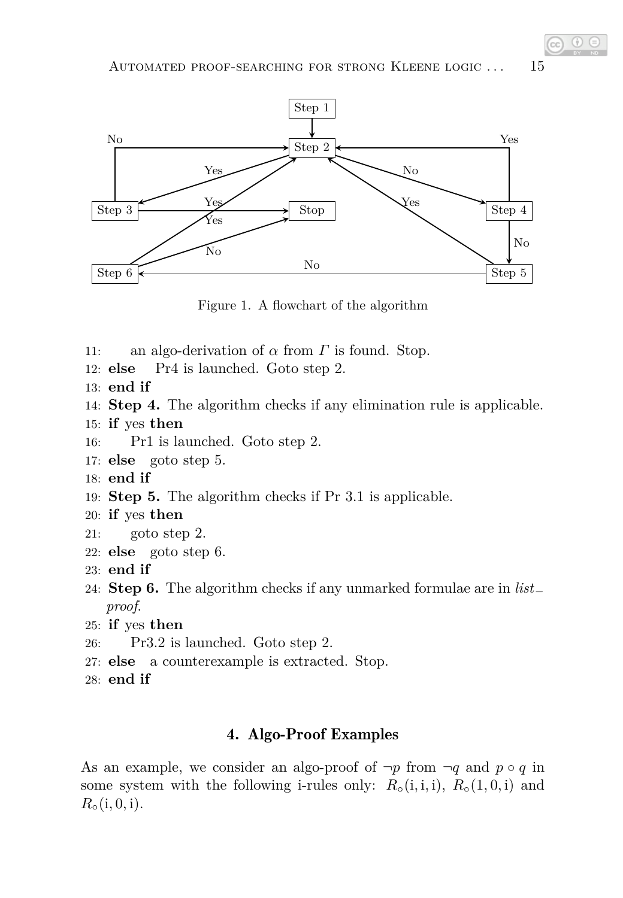Figure 1. A flowchart of the algorithm

11: an algo-derivation of $\alpha$ from $\Gamma$ is found. Stop.
12: **else** Pr4 is launched. Goto step 2.
13: **end if**
14: **Step 4.** The algorithm checks if any elimination rule is applicable.
15: **if** yes **then**
16: Pr1 is launched. Goto step 2.
17: **else** goto step 5.
18: **end if**
19: **Step 5.** The algorithm checks if Pr 3.1 is applicable.
20: **if** yes **then**
21: goto step 2.
22: **else** goto step 6.
23: **end if**
24: **Step 6.** The algorithm checks if any unmarked formulae are in *list_proof*.
25: **if** yes **then**
26: Pr3.2 is launched. Goto step 2.
27: **else** a counterexample is extracted. Stop.
28: **end if**

## 4. Algo-Proof Examples

As an example, we consider an algo-proof of $\neg p$ from $\neg q$ and $p \circ q$ in some system with the following i-rules only: $R_{\circ}(\mathrm{i}, \mathrm{i}, \mathrm{i})$, $R_{\circ}(1, 0, \mathrm{i})$ and $R_{\circ}(\mathrm{i}, 0, \mathrm{i})$.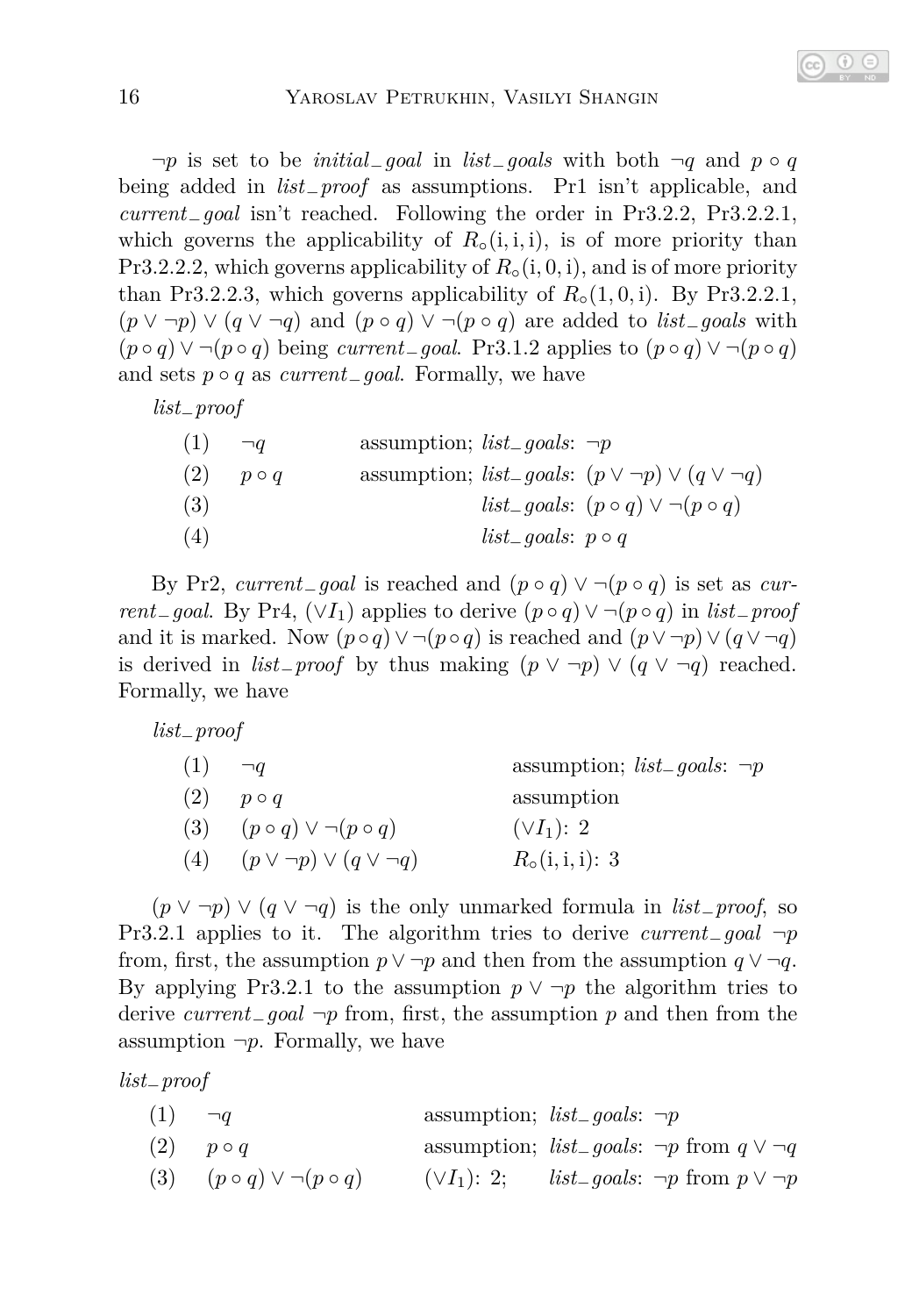$\neg p$ is set to be *initial_goal* in *list_goals* with both $\neg q$ and $p \circ q$ being added in *list_proof* as assumptions. Pr1 isn't applicable, and *current_goal* isn't reached. Following the order in Pr3.2.2, Pr3.2.2.1, which governs the applicability of $R_\circ(\mathrm{i},\mathrm{i},\mathrm{i})$, is of more priority than Pr3.2.2.2, which governs applicability of $R_\circ(\mathrm{i},0,\mathrm{i})$, and is of more priority than Pr3.2.2.3, which governs applicability of $R_\circ(1,0,\mathrm{i})$. By Pr3.2.2.1, $(p \vee \neg p) \vee (q \vee \neg q)$ and $(p \circ q) \vee \neg(p \circ q)$ are added to *list_goals* with $(p \circ q) \vee \neg(p \circ q)$ being *current_goal*. Pr3.1.2 applies to $(p \circ q) \vee \neg(p \circ q)$ and sets $p \circ q$ as *current_goal*. Formally, we have

*list_proof*

| | | | |
|---|---|---|---|
| (1) | $\neg q$ | assumption; | *list_goals*: $\neg p$ |
| (2) | $p \circ q$ | assumption; | *list_goals*: $(p \vee \neg p) \vee (q \vee \neg q)$ |
| (3) | | | *list_goals*: $(p \circ q) \vee \neg(p \circ q)$ |
| (4) | | | *list_goals*: $p \circ q$ |

By Pr2, *current_goal* is reached and $(p \circ q) \vee \neg(p \circ q)$ is set as *current_goal*. By Pr4, $(\vee I_1)$ applies to derive $(p \circ q) \vee \neg(p \circ q)$ in *list_proof* and it is marked. Now $(p \circ q) \vee \neg(p \circ q)$ is reached and $(p \vee \neg p) \vee (q \vee \neg q)$ is derived in *list_proof* by thus making $(p \vee \neg p) \vee (q \vee \neg q)$ reached. Formally, we have

*list_proof*

| | | |
|---|---|---|
| (1) | $\neg q$ | assumption; *list_goals*: $\neg p$ |
| (2) | $p \circ q$ | assumption |
| (3) | $(p \circ q) \vee \neg(p \circ q)$ | $(\vee I_1)$: 2 |
| (4) | $(p \vee \neg p) \vee (q \vee \neg q)$ | $R_\circ(\mathrm{i},\mathrm{i},\mathrm{i})$: 3 |

$(p \vee \neg p) \vee (q \vee \neg q)$ is the only unmarked formula in *list_proof*, so Pr3.2.1 applies to it. The algorithm tries to derive *current_goal* $\neg p$ from, first, the assumption $p \vee \neg p$ and then from the assumption $q \vee \neg q$. By applying Pr3.2.1 to the assumption $p \vee \neg p$ the algorithm tries to derive *current_goal* $\neg p$ from, first, the assumption $p$ and then from the assumption $\neg p$. Formally, we have

*list_proof*

| | | | |
|---|---|---|---|
| (1) | $\neg q$ | assumption; | *list_goals*: $\neg p$ |
| (2) | $p \circ q$ | assumption; | *list_goals*: $\neg p$ from $q \vee \neg q$ |
| (3) | $(p \circ q) \vee \neg(p \circ q)$ | $(\vee I_1)$: 2; | *list_goals*: $\neg p$ from $p \vee \neg p$ |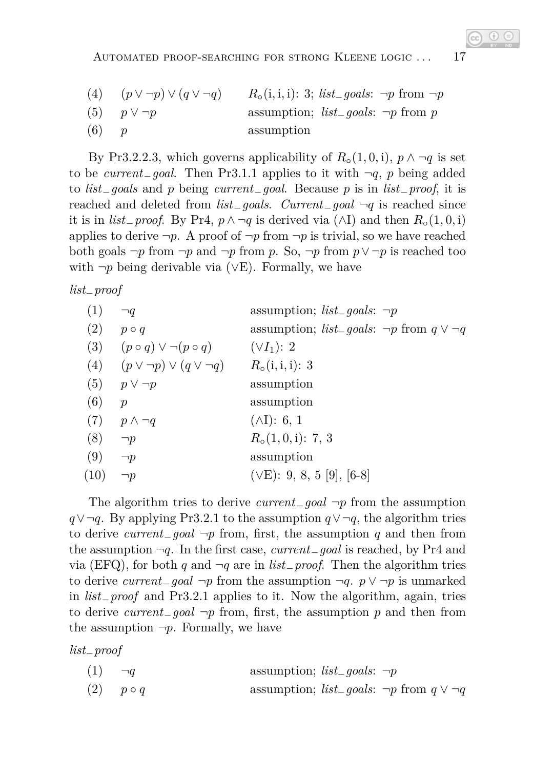| | | |
|---|---|---|
| (4) | $(p \vee \neg p) \vee (q \vee \neg q)$ | $R_\circ(\mathrm{i},\mathrm{i},\mathrm{i})$: 3; *list_goals*: $\neg p$ from $\neg p$ |
| (5) | $p \vee \neg p$ | assumption; *list_goals*: $\neg p$ from $p$ |
| (6) | $p$ | assumption |

By Pr3.2.2.3, which governs applicability of $R_\circ(1,0,\mathrm{i})$, $p \wedge \neg q$ is set to be *current_goal*. Then Pr3.1.1 applies to it with $\neg q$, $p$ being added to *list_goals* and $p$ being *current_goal*. Because $p$ is in *list_proof*, it is reached and deleted from *list_goals*. *Current_goal* $\neg q$ is reached since it is in *list_proof*. By Pr4, $p \wedge \neg q$ is derived via ($\wedge$I) and then $R_\circ(1,0,\mathrm{i})$ applies to derive $\neg p$. A proof of $\neg p$ from $\neg p$ is trivial, so we have reached both goals $\neg p$ from $\neg p$ and $\neg p$ from $p$. So, $\neg p$ from $p \vee \neg p$ is reached too with $\neg p$ being derivable via ($\vee$E). Formally, we have

*list_proof*

| | | |
|---|---|---|
| (1) | $\neg q$ | assumption; *list_goals*: $\neg p$ |
| (2) | $p \circ q$ | assumption; *list_goals*: $\neg p$ from $q \vee \neg q$ |
| (3) | $(p \circ q) \vee \neg(p \circ q)$ | $(\vee I_1)$: 2 |
| (4) | $(p \vee \neg p) \vee (q \vee \neg q)$ | $R_\circ(\mathrm{i},\mathrm{i},\mathrm{i})$: 3 |
| (5) | $p \vee \neg p$ | assumption |
| (6) | $p$ | assumption |
| (7) | $p \wedge \neg q$ | ($\wedge$I): 6, 1 |
| (8) | $\neg p$ | $R_\circ(1,0,\mathrm{i})$: 7, 3 |
| (9) | $\neg p$ | assumption |
| (10) | $\neg p$ | ($\vee$E): 9, 8, 5 [9], [6-8] |

The algorithm tries to derive *current_goal* $\neg p$ from the assumption $q \vee \neg q$. By applying Pr3.2.1 to the assumption $q \vee \neg q$, the algorithm tries to derive *current_goal* $\neg p$ from, first, the assumption $q$ and then from the assumption $\neg q$. In the first case, *current_goal* is reached, by Pr4 and via (EFQ), for both $q$ and $\neg q$ are in *list_proof*. Then the algorithm tries to derive *current_goal* $\neg p$ from the assumption $\neg q$. $p \vee \neg p$ is unmarked in *list_proof* and Pr3.2.1 applies to it. Now the algorithm, again, tries to derive *current_goal* $\neg p$ from, first, the assumption $p$ and then from the assumption $\neg p$. Formally, we have

*list_proof*

| | | |
|---|---|---|
| (1) | $\neg q$ | assumption; *list_goals*: $\neg p$ |
| (2) | $p \circ q$ | assumption; *list_goals*: $\neg p$ from $q \vee \neg q$ |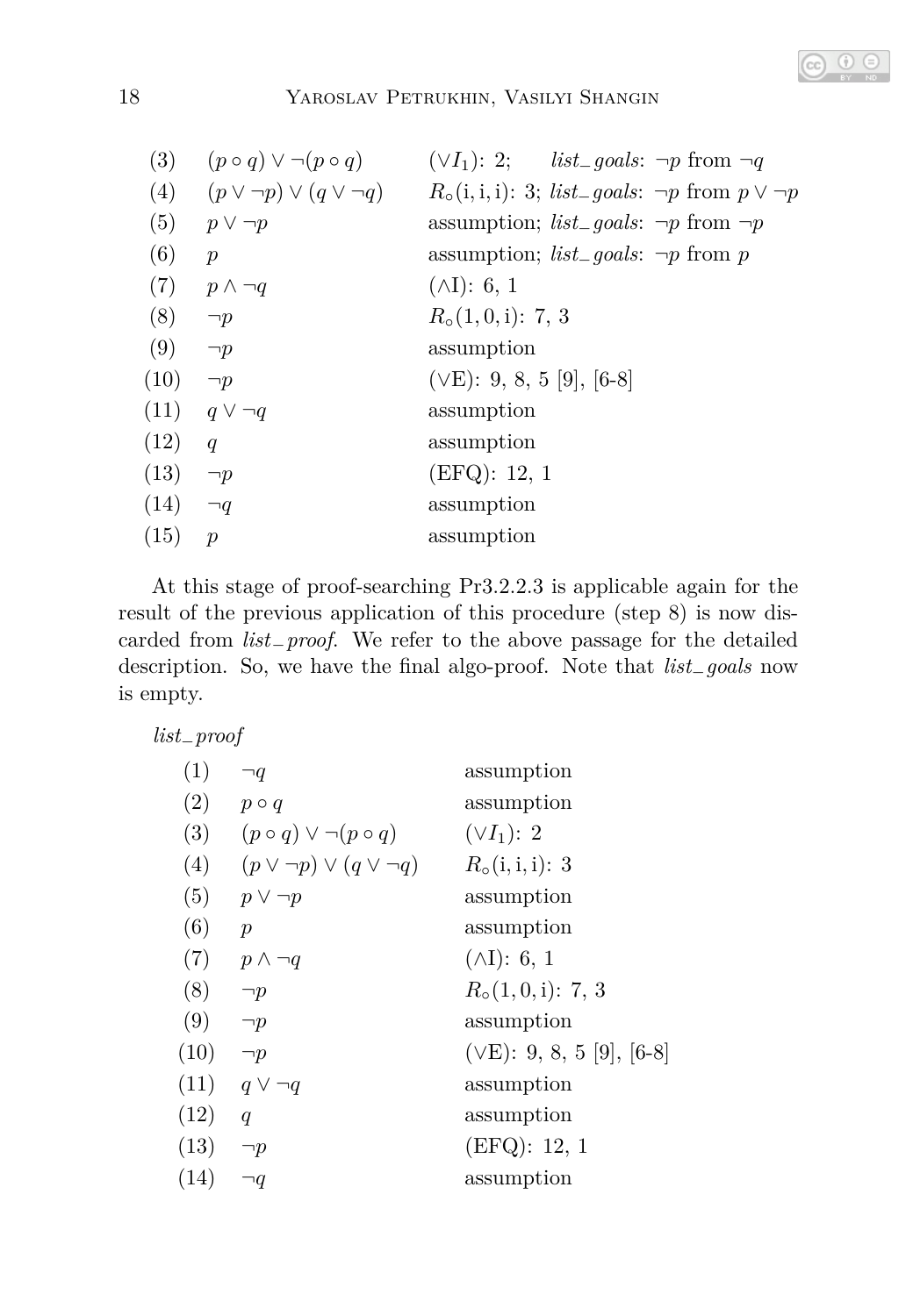| | | |
|---|---|---|
| (3) | $(p \circ q) \vee \neg(p \circ q)$ | $(\vee I_1)$: 2; *list_goals*: $\neg p$ from $\neg q$ |
| (4) | $(p \vee \neg p) \vee (q \vee \neg q)$ | $R_\circ(\mathrm{i},\mathrm{i},\mathrm{i})$: 3; *list_goals*: $\neg p$ from $p \vee \neg p$ |
| (5) | $p \vee \neg p$ | assumption; *list_goals*: $\neg p$ from $\neg p$ |
| (6) | $p$ | assumption; *list_goals*: $\neg p$ from $p$ |
| (7) | $p \wedge \neg q$ | $(\wedge \mathrm{I})$: 6, 1 |
| (8) | $\neg p$ | $R_\circ(1, 0, \mathrm{i})$: 7, 3 |
| (9) | $\neg p$ | assumption |
| (10) | $\neg p$ | $(\vee \mathrm{E})$: 9, 8, 5 [9], [6-8] |
| (11) | $q \vee \neg q$ | assumption |
| (12) | $q$ | assumption |
| (13) | $\neg p$ | (EFQ): 12, 1 |
| (14) | $\neg q$ | assumption |
| (15) | $p$ | assumption |

At this stage of proof-searching Pr3.2.2.3 is applicable again for the result of the previous application of this procedure (step 8) is now discarded from *list_proof*. We refer to the above passage for the detailed description. So, we have the final algo-proof. Note that *list_goals* now is empty.

*list_proof*

| | | |
|---|---|---|
| (1) | $\neg q$ | assumption |
| (2) | $p \circ q$ | assumption |
| (3) | $(p \circ q) \vee \neg(p \circ q)$ | $(\vee I_1)$: 2 |
| (4) | $(p \vee \neg p) \vee (q \vee \neg q)$ | $R_\circ(\mathrm{i},\mathrm{i},\mathrm{i})$: 3 |
| (5) | $p \vee \neg p$ | assumption |
| (6) | $p$ | assumption |
| (7) | $p \wedge \neg q$ | $(\wedge \mathrm{I})$: 6, 1 |
| (8) | $\neg p$ | $R_\circ(1, 0, \mathrm{i})$: 7, 3 |
| (9) | $\neg p$ | assumption |
| (10) | $\neg p$ | $(\vee \mathrm{E})$: 9, 8, 5 [9], [6-8] |
| (11) | $q \vee \neg q$ | assumption |
| (12) | $q$ | assumption |
| (13) | $\neg p$ | (EFQ): 12, 1 |
| (14) | $\neg q$ | assumption |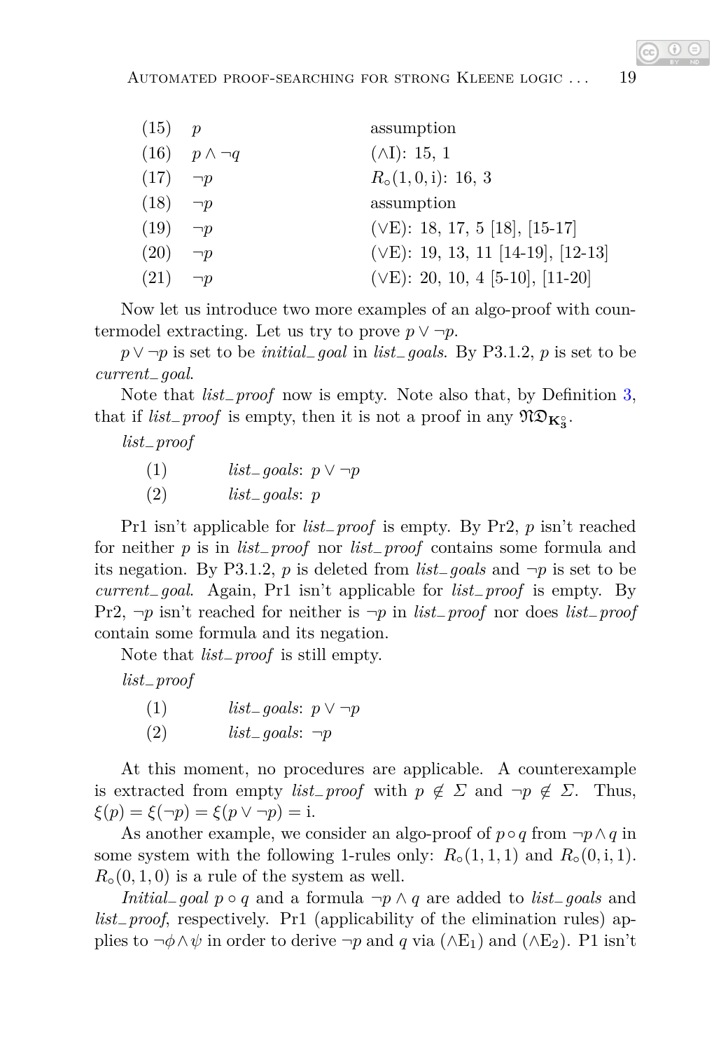| | | |
|---|---|---|
| (15) | $p$ | assumption |
| (16) | $p \wedge \neg q$ | ($\wedge$I): 15, 1 |
| (17) | $\neg p$ | $R_{\circ}(1, 0, \mathrm{i})$: 16, 3 |
| (18) | $\neg p$ | assumption |
| (19) | $\neg p$ | ($\vee$E): 18, 17, 5 [18], [15-17] |
| (20) | $\neg p$ | ($\vee$E): 19, 13, 11 [14-19], [12-13] |
| (21) | $\neg p$ | ($\vee$E): 20, 10, 4 [5-10], [11-20] |

Now let us introduce two more examples of an algo-proof with countermodel extracting. Let us try to prove $p \vee \neg p$.

$p \vee \neg p$ is set to be *initial_goal* in *list_goals*. By P3.1.2, $p$ is set to be *current_goal*.

Note that *list_proof* now is empty. Note also that, by Definition 3, that if *list_proof* is empty, then it is not a proof in any $\mathfrak{ND}_{\mathbf{K}_3^{\circ}}$.

*list_proof*

(1) *list_goals*: $p \vee \neg p$

(2) *list_goals*: $p$

Pr1 isn't applicable for *list_proof* is empty. By Pr2, $p$ isn't reached for neither $p$ is in *list_proof* nor *list_proof* contains some formula and its negation. By P3.1.2, $p$ is deleted from *list_goals* and $\neg p$ is set to be *current_goal*. Again, Pr1 isn't applicable for *list_proof* is empty. By Pr2, $\neg p$ isn't reached for neither is $\neg p$ in *list_proof* nor does *list_proof* contain some formula and its negation.

Note that *list_proof* is still empty.

*list_proof*

(1) *list_goals*: $p \vee \neg p$

(2) *list_goals*: $\neg p$

At this moment, no procedures are applicable. A counterexample is extracted from empty *list_proof* with $p \notin \Sigma$ and $\neg p \notin \Sigma$. Thus, $\xi(p) = \xi(\neg p) = \xi(p \vee \neg p) = \mathrm{i}$.

As another example, we consider an algo-proof of $p \circ q$ from $\neg p \wedge q$ in some system with the following 1-rules only: $R_{\circ}(1, 1, 1)$ and $R_{\circ}(0, \mathrm{i}, 1)$. $R_{\circ}(0, 1, 0)$ is a rule of the system as well.

*Initial_goal* $p \circ q$ and a formula $\neg p \wedge q$ are added to *list_goals* and *list_proof*, respectively. Pr1 (applicability of the elimination rules) applies to $\neg \phi \wedge \psi$ in order to derive $\neg p$ and $q$ via ($\wedge$E$_1$) and ($\wedge$E$_2$). P1 isn't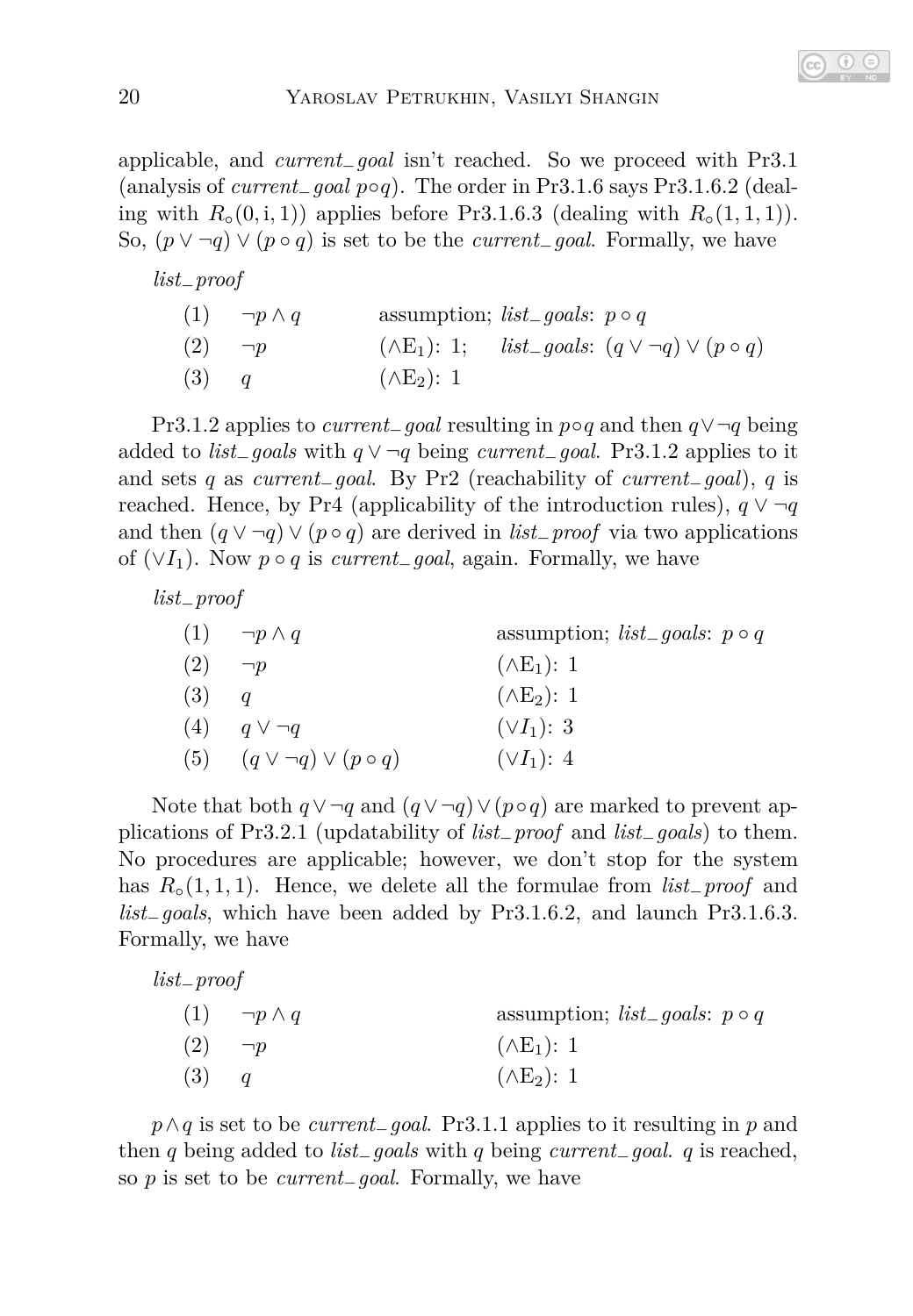applicable, and *current_goal* isn't reached. So we proceed with Pr3.1 (analysis of *current_goal* $p \circ q$). The order in Pr3.1.6 says Pr3.1.6.2 (dealing with $R_\circ(0, \mathrm{i}, 1)$) applies before Pr3.1.6.3 (dealing with $R_\circ(1, 1, 1)$). So, $(p \vee \neg q) \vee (p \circ q)$ is set to be the *current_goal*. Formally, we have

*list_proof*

| | | |
|---|---|---|
| (1) | $\neg p \wedge q$ | assumption; *list_goals*: $p \circ q$ |
| (2) | $\neg p$ | $(\wedge\mathrm{E}_1)$: 1; *list_goals*: $(q \vee \neg q) \vee (p \circ q)$ |
| (3) | $q$ | $(\wedge\mathrm{E}_2)$: 1 |

Pr3.1.2 applies to *current_goal* resulting in $p \circ q$ and then $q \vee \neg q$ being added to *list_goals* with $q \vee \neg q$ being *current_goal*. Pr3.1.2 applies to it and sets $q$ as *current_goal*. By Pr2 (reachability of *current_goal*), $q$ is reached. Hence, by Pr4 (applicability of the introduction rules), $q \vee \neg q$ and then $(q \vee \neg q) \vee (p \circ q)$ are derived in *list_proof* via two applications of $(\vee I_1)$. Now $p \circ q$ is *current_goal*, again. Formally, we have

*list_proof*

| | | |
|---|---|---|
| (1) | $\neg p \wedge q$ | assumption; *list_goals*: $p \circ q$ |
| (2) | $\neg p$ | $(\wedge\mathrm{E}_1)$: 1 |
| (3) | $q$ | $(\wedge\mathrm{E}_2)$: 1 |
| (4) | $q \vee \neg q$ | $(\vee I_1)$: 3 |
| (5) | $(q \vee \neg q) \vee (p \circ q)$ | $(\vee I_1)$: 4 |

Note that both $q \vee \neg q$ and $(q \vee \neg q) \vee (p \circ q)$ are marked to prevent applications of Pr3.2.1 (updatability of *list_proof* and *list_goals*) to them. No procedures are applicable; however, we don't stop for the system has $R_\circ(1, 1, 1)$. Hence, we delete all the formulae from *list_proof* and *list_goals*, which have been added by Pr3.1.6.2, and launch Pr3.1.6.3. Formally, we have

*list_proof*

| | | |
|---|---|---|
| (1) | $\neg p \wedge q$ | assumption; *list_goals*: $p \circ q$ |
| (2) | $\neg p$ | $(\wedge\mathrm{E}_1)$: 1 |
| (3) | $q$ | $(\wedge\mathrm{E}_2)$: 1 |

$p \wedge q$ is set to be *current_goal*. Pr3.1.1 applies to it resulting in $p$ and then $q$ being added to *list_goals* with $q$ being *current_goal*. $q$ is reached, so $p$ is set to be *current_goal*. Formally, we have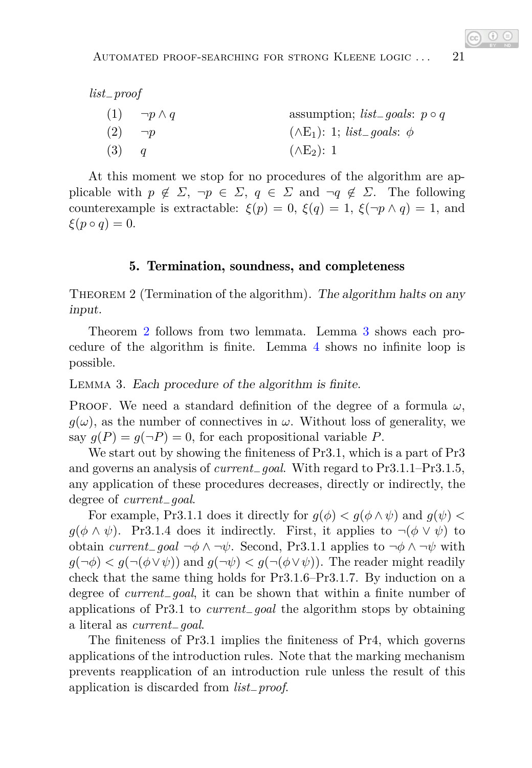*list_proof*

| | | |
|---|---|---|
| (1) | $\neg p \wedge q$ | assumption; *list_goals*: $p \circ q$ |
| (2) | $\neg p$ | $(\wedge \mathrm{E}_1)$: 1; *list_goals*: $\phi$ |
| (3) | $q$ | $(\wedge \mathrm{E}_2)$: 1 |

At this moment we stop for no procedures of the algorithm are applicable with $p \notin \Sigma$, $\neg p \in \Sigma$, $q \in \Sigma$ and $\neg q \notin \Sigma$. The following counterexample is extractable: $\xi(p) = 0$, $\xi(q) = 1$, $\xi(\neg p \wedge q) = 1$, and $\xi(p \circ q) = 0$.

## 5. Termination, soundness, and completeness

Theorem 2 (Termination of the algorithm). *The algorithm halts on any input.*

Theorem 2 follows from two lemmata. Lemma 3 shows each procedure of the algorithm is finite. Lemma 4 shows no infinite loop is possible.

Lemma 3. *Each procedure of the algorithm is finite.*

Proof. We need a standard definition of the degree of a formula $\omega$, $g(\omega)$, as the number of connectives in $\omega$. Without loss of generality, we say $g(P) = g(\neg P) = 0$, for each propositional variable $P$.

We start out by showing the finiteness of Pr3.1, which is a part of Pr3 and governs an analysis of *current_goal*. With regard to Pr3.1.1–Pr3.1.5, any application of these procedures decreases, directly or indirectly, the degree of *current_goal*.

For example, Pr3.1.1 does it directly for $g(\phi) < g(\phi \wedge \psi)$ and $g(\psi) < g(\phi \wedge \psi)$. Pr3.1.4 does it indirectly. First, it applies to $\neg(\phi \vee \psi)$ to obtain *current_goal* $\neg\phi \wedge \neg\psi$. Second, Pr3.1.1 applies to $\neg\phi \wedge \neg\psi$ with $g(\neg\phi) < g(\neg(\phi \vee \psi))$ and $g(\neg\psi) < g(\neg(\phi \vee \psi))$. The reader might readily check that the same thing holds for Pr3.1.6–Pr3.1.7. By induction on a degree of *current_goal*, it can be shown that within a finite number of applications of Pr3.1 to *current_goal* the algorithm stops by obtaining a literal as *current_goal*.

The finiteness of Pr3.1 implies the finiteness of Pr4, which governs applications of the introduction rules. Note that the marking mechanism prevents reapplication of an introduction rule unless the result of this application is discarded from *list_proof*.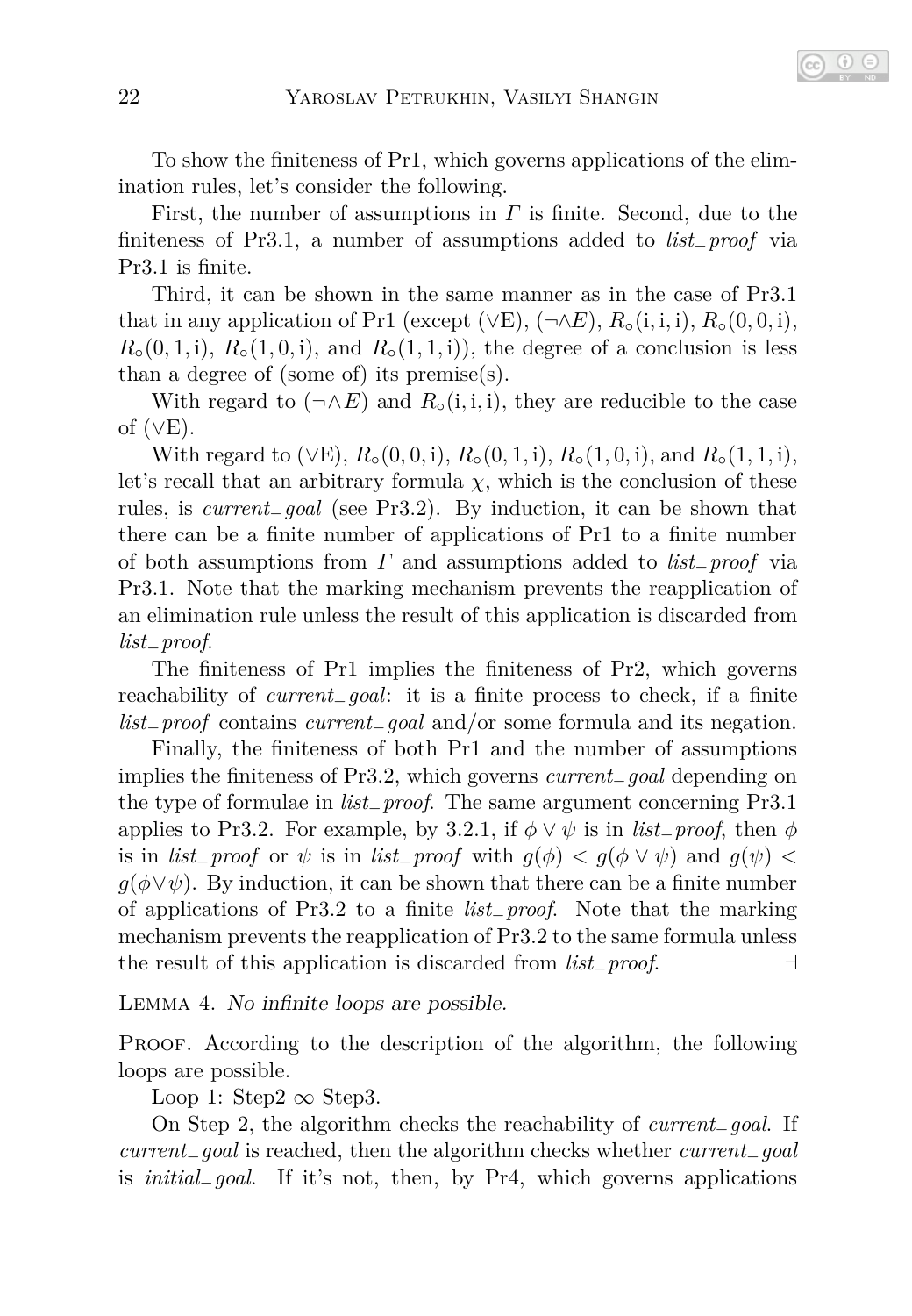To show the finiteness of Pr1, which governs applications of the elimination rules, let's consider the following.

First, the number of assumptions in $\Gamma$ is finite. Second, due to the finiteness of Pr3.1, a number of assumptions added to *list_proof* via Pr3.1 is finite.

Third, it can be shown in the same manner as in the case of Pr3.1 that in any application of Pr1 (except ($\vee$E), ($\neg\wedge E$), $R_\circ(\mathrm{i},\mathrm{i},\mathrm{i})$, $R_\circ(0,0,\mathrm{i})$, $R_\circ(0,1,\mathrm{i})$, $R_\circ(1,0,\mathrm{i})$, and $R_\circ(1,1,\mathrm{i})$), the degree of a conclusion is less than a degree of (some of) its premise(s).

With regard to ($\neg\wedge E$) and $R_\circ(\mathrm{i},\mathrm{i},\mathrm{i})$, they are reducible to the case of ($\vee$E).

With regard to ($\vee$E), $R_\circ(0,0,\mathrm{i})$, $R_\circ(0,1,\mathrm{i})$, $R_\circ(1,0,\mathrm{i})$, and $R_\circ(1,1,\mathrm{i})$, let's recall that an arbitrary formula $\chi$, which is the conclusion of these rules, is *current_goal* (see Pr3.2). By induction, it can be shown that there can be a finite number of applications of Pr1 to a finite number of both assumptions from $\Gamma$ and assumptions added to *list_proof* via Pr3.1. Note that the marking mechanism prevents the reapplication of an elimination rule unless the result of this application is discarded from *list_proof*.

The finiteness of Pr1 implies the finiteness of Pr2, which governs reachability of *current_goal*: it is a finite process to check, if a finite *list_proof* contains *current_goal* and/or some formula and its negation.

Finally, the finiteness of both Pr1 and the number of assumptions implies the finiteness of Pr3.2, which governs *current_goal* depending on the type of formulae in *list_proof*. The same argument concerning Pr3.1 applies to Pr3.2. For example, by 3.2.1, if $\phi \vee \psi$ is in *list_proof*, then $\phi$ is in *list_proof* or $\psi$ is in *list_proof* with $g(\phi) < g(\phi \vee \psi)$ and $g(\psi) < g(\phi \vee \psi)$. By induction, it can be shown that there can be a finite number of applications of Pr3.2 to a finite *list_proof*. Note that the marking mechanism prevents the reapplication of Pr3.2 to the same formula unless the result of this application is discarded from *list_proof*. ⊣

Lemma 4. *No infinite loops are possible.*

Proof. According to the description of the algorithm, the following loops are possible.

Loop 1: Step2 $\infty$ Step3.

On Step 2, the algorithm checks the reachability of *current_goal*. If *current_goal* is reached, then the algorithm checks whether *current_goal* is *initial_goal*. If it's not, then, by Pr4, which governs applications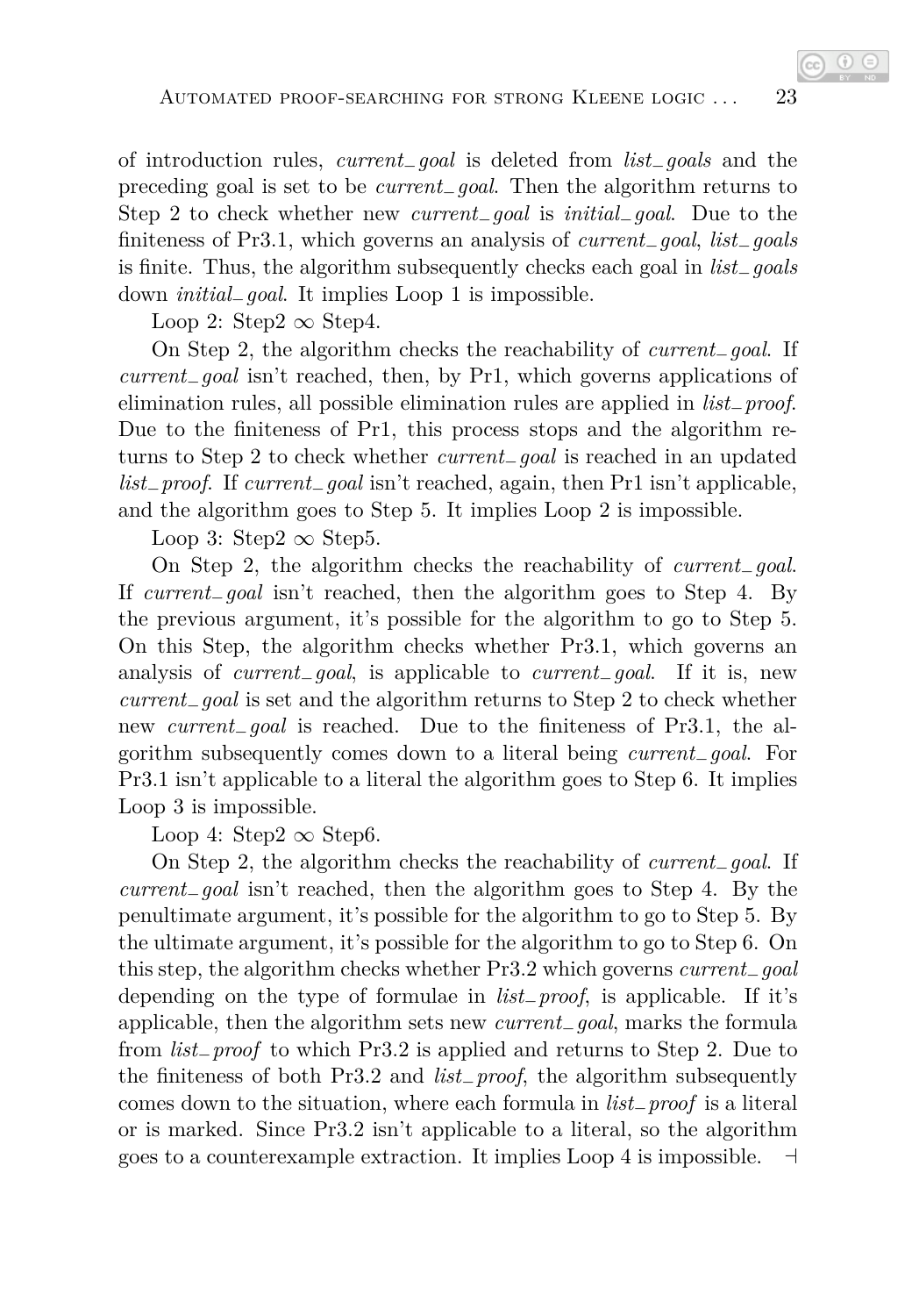of introduction rules, *current_goal* is deleted from *list_goals* and the preceding goal is set to be *current_goal*. Then the algorithm returns to Step 2 to check whether new *current_goal* is *initial_goal*. Due to the finiteness of Pr3.1, which governs an analysis of *current_goal*, *list_goals* is finite. Thus, the algorithm subsequently checks each goal in *list_goals* down *initial_goal*. It implies Loop 1 is impossible.

Loop 2: Step2 $\infty$ Step4.

On Step 2, the algorithm checks the reachability of *current_goal*. If *current_goal* isn't reached, then, by Pr1, which governs applications of elimination rules, all possible elimination rules are applied in *list_proof*. Due to the finiteness of Pr1, this process stops and the algorithm returns to Step 2 to check whether *current_goal* is reached in an updated *list_proof*. If *current_goal* isn't reached, again, then Pr1 isn't applicable, and the algorithm goes to Step 5. It implies Loop 2 is impossible.

Loop 3: Step2 $\infty$ Step5.

On Step 2, the algorithm checks the reachability of *current_goal*. If *current_goal* isn't reached, then the algorithm goes to Step 4. By the previous argument, it's possible for the algorithm to go to Step 5. On this Step, the algorithm checks whether Pr3.1, which governs an analysis of *current_goal*, is applicable to *current_goal*. If it is, new *current_goal* is set and the algorithm returns to Step 2 to check whether new *current_goal* is reached. Due to the finiteness of Pr3.1, the algorithm subsequently comes down to a literal being *current_goal*. For Pr3.1 isn't applicable to a literal the algorithm goes to Step 6. It implies Loop 3 is impossible.

Loop 4: Step2 $\infty$ Step6.

On Step 2, the algorithm checks the reachability of *current_goal*. If *current_goal* isn't reached, then the algorithm goes to Step 4. By the penultimate argument, it's possible for the algorithm to go to Step 5. By the ultimate argument, it's possible for the algorithm to go to Step 6. On this step, the algorithm checks whether Pr3.2 which governs *current_goal* depending on the type of formulae in *list_proof*, is applicable. If it's applicable, then the algorithm sets new *current_goal*, marks the formula from *list_proof* to which Pr3.2 is applied and returns to Step 2. Due to the finiteness of both Pr3.2 and *list_proof*, the algorithm subsequently comes down to the situation, where each formula in *list_proof* is a literal or is marked. Since Pr3.2 isn't applicable to a literal, so the algorithm goes to a counterexample extraction. It implies Loop 4 is impossible. $\dashv$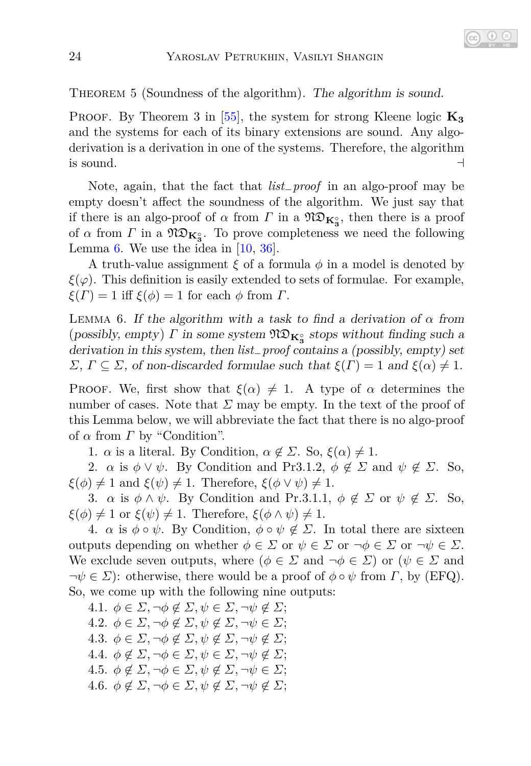Theorem 5 (Soundness of the algorithm). *The algorithm is sound.*

Proof. By Theorem 3 in [55], the system for strong Kleene logic $\mathbf{K_3}$ and the systems for each of its binary extensions are sound. Any algo-derivation is a derivation in one of the systems. Therefore, the algorithm is sound. ⊣

Note, again, that the fact that *list_proof* in an algo-proof may be empty doesn't affect the soundness of the algorithm. We just say that if there is an algo-proof of $\alpha$ from $\Gamma$ in a $\mathfrak{ND}_{\mathbf{K_3^\circ}}$, then there is a proof of $\alpha$ from $\Gamma$ in a $\mathfrak{ND}_{\mathbf{K_3^\circ}}$. To prove completeness we need the following Lemma 6. We use the idea in [10, 36].

A truth-value assignment $\xi$ of a formula $\phi$ in a model is denoted by $\xi(\varphi)$. This definition is easily extended to sets of formulae. For example, $\xi(\Gamma) = 1$ iff $\xi(\phi) = 1$ for each $\phi$ from $\Gamma$.

Lemma 6. *If the algorithm with a task to find a derivation of $\alpha$ from (possibly, empty) $\Gamma$ in some system $\mathfrak{ND}_{\mathbf{K_3^\circ}}$ stops without finding such a derivation in this system, then list_proof contains a (possibly, empty) set $\Sigma$, $\Gamma \subseteq \Sigma$, of non-discarded formulae such that $\xi(\Gamma) = 1$ and $\xi(\alpha) \neq 1$.*

Proof. We, first show that $\xi(\alpha) \neq 1$. A type of $\alpha$ determines the number of cases. Note that $\Sigma$ may be empty. In the text of the proof of this Lemma below, we will abbreviate the fact that there is no algo-proof of $\alpha$ from $\Gamma$ by "Condition".

1. $\alpha$ is a literal. By Condition, $\alpha \notin \Sigma$. So, $\xi(\alpha) \neq 1$.

2. $\alpha$ is $\phi \vee \psi$. By Condition and Pr3.1.2, $\phi \notin \Sigma$ and $\psi \notin \Sigma$. So, $\xi(\phi) \neq 1$ and $\xi(\psi) \neq 1$. Therefore, $\xi(\phi \vee \psi) \neq 1$.

3. $\alpha$ is $\phi \wedge \psi$. By Condition and Pr.3.1.1, $\phi \notin \Sigma$ or $\psi \notin \Sigma$. So, $\xi(\phi) \neq 1$ or $\xi(\psi) \neq 1$. Therefore, $\xi(\phi \wedge \psi) \neq 1$.

4. $\alpha$ is $\phi \circ \psi$. By Condition, $\phi \circ \psi \notin \Sigma$. In total there are sixteen outputs depending on whether $\phi \in \Sigma$ or $\psi \in \Sigma$ or $\neg\phi \in \Sigma$ or $\neg\psi \in \Sigma$. We exclude seven outputs, where ($\phi \in \Sigma$ and $\neg\phi \in \Sigma$) or ($\psi \in \Sigma$ and $\neg\psi \in \Sigma$): otherwise, there would be a proof of $\phi \circ \psi$ from $\Gamma$, by (EFQ). So, we come up with the following nine outputs:

4.1. $\phi \in \Sigma, \neg\phi \notin \Sigma, \psi \in \Sigma, \neg\psi \notin \Sigma$;

4.2. $\phi \in \Sigma, \neg\phi \notin \Sigma, \psi \notin \Sigma, \neg\psi \in \Sigma$;

4.3. $\phi \in \Sigma, \neg\phi \notin \Sigma, \psi \notin \Sigma, \neg\psi \notin \Sigma$;

4.4. $\phi \notin \Sigma, \neg\phi \in \Sigma, \psi \in \Sigma, \neg\psi \notin \Sigma$;

4.5. $\phi \notin \Sigma, \neg\phi \in \Sigma, \psi \notin \Sigma, \neg\psi \in \Sigma$;

4.6. $\phi \notin \Sigma, \neg\phi \in \Sigma, \psi \notin \Sigma, \neg\psi \notin \Sigma$;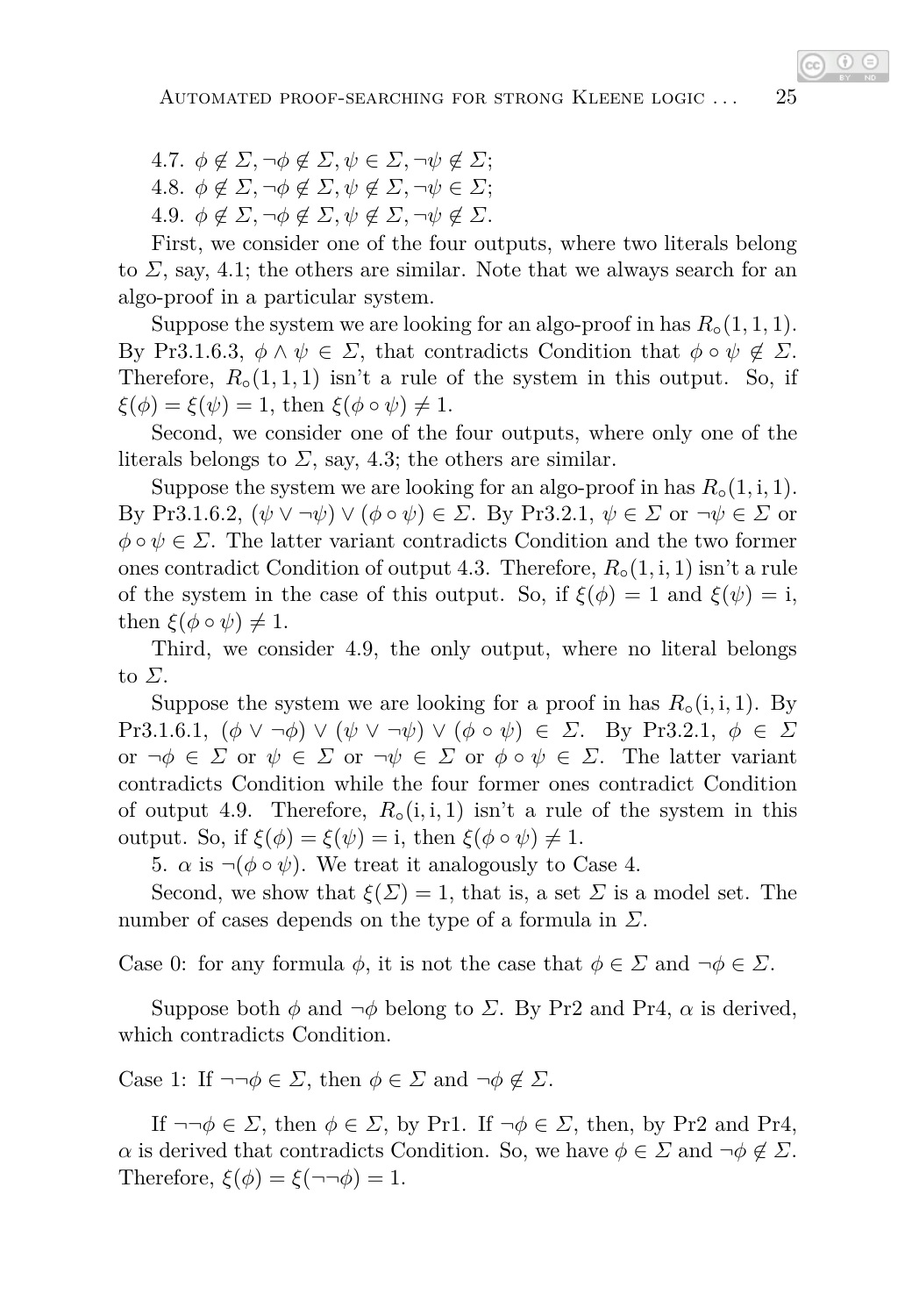4.7. $\phi \notin \Sigma, \neg\phi \notin \Sigma, \psi \in \Sigma, \neg\psi \notin \Sigma$;

4.8. $\phi \notin \Sigma, \neg\phi \notin \Sigma, \psi \notin \Sigma, \neg\psi \in \Sigma$;

4.9. $\phi \notin \Sigma, \neg\phi \notin \Sigma, \psi \notin \Sigma, \neg\psi \notin \Sigma$.

First, we consider one of the four outputs, where two literals belong to $\Sigma$, say, 4.1; the others are similar. Note that we always search for an algo-proof in a particular system.

Suppose the system we are looking for an algo-proof in has $R_\circ(1, 1, 1)$. By Pr3.1.6.3, $\phi \wedge \psi \in \Sigma$, that contradicts Condition that $\phi \circ \psi \notin \Sigma$. Therefore, $R_\circ(1, 1, 1)$ isn't a rule of the system in this output. So, if $\xi(\phi) = \xi(\psi) = 1$, then $\xi(\phi \circ \psi) \neq 1$.

Second, we consider one of the four outputs, where only one of the literals belongs to $\Sigma$, say, 4.3; the others are similar.

Suppose the system we are looking for an algo-proof in has $R_\circ(1, \mathrm{i}, 1)$. By Pr3.1.6.2, $(\psi \vee \neg\psi) \vee (\phi \circ \psi) \in \Sigma$. By Pr3.2.1, $\psi \in \Sigma$ or $\neg\psi \in \Sigma$ or $\phi \circ \psi \in \Sigma$. The latter variant contradicts Condition and the two former ones contradict Condition of output 4.3. Therefore, $R_\circ(1, \mathrm{i}, 1)$ isn't a rule of the system in the case of this output. So, if $\xi(\phi) = 1$ and $\xi(\psi) = \mathrm{i}$, then $\xi(\phi \circ \psi) \neq 1$.

Third, we consider 4.9, the only output, where no literal belongs to $\Sigma$.

Suppose the system we are looking for a proof in has $R_\circ(\mathrm{i}, \mathrm{i}, 1)$. By Pr3.1.6.1, $(\phi \vee \neg\phi) \vee (\psi \vee \neg\psi) \vee (\phi \circ \psi) \in \Sigma$. By Pr3.2.1, $\phi \in \Sigma$ or $\neg\phi \in \Sigma$ or $\psi \in \Sigma$ or $\neg\psi \in \Sigma$ or $\phi \circ \psi \in \Sigma$. The latter variant contradicts Condition while the four former ones contradict Condition of output 4.9. Therefore, $R_\circ(\mathrm{i}, \mathrm{i}, 1)$ isn't a rule of the system in this output. So, if $\xi(\phi) = \xi(\psi) = \mathrm{i}$, then $\xi(\phi \circ \psi) \neq 1$.

5. $\alpha$ is $\neg(\phi \circ \psi)$. We treat it analogously to Case 4.

Second, we show that $\xi(\Sigma) = 1$, that is, a set $\Sigma$ is a model set. The number of cases depends on the type of a formula in $\Sigma$.

Case 0: for any formula $\phi$, it is not the case that $\phi \in \Sigma$ and $\neg\phi \in \Sigma$.

Suppose both $\phi$ and $\neg\phi$ belong to $\Sigma$. By Pr2 and Pr4, $\alpha$ is derived, which contradicts Condition.

Case 1: If $\neg\neg\phi \in \Sigma$, then $\phi \in \Sigma$ and $\neg\phi \notin \Sigma$.

If $\neg\neg\phi \in \Sigma$, then $\phi \in \Sigma$, by Pr1. If $\neg\phi \in \Sigma$, then, by Pr2 and Pr4, $\alpha$ is derived that contradicts Condition. So, we have $\phi \in \Sigma$ and $\neg\phi \notin \Sigma$. Therefore, $\xi(\phi) = \xi(\neg\neg\phi) = 1$.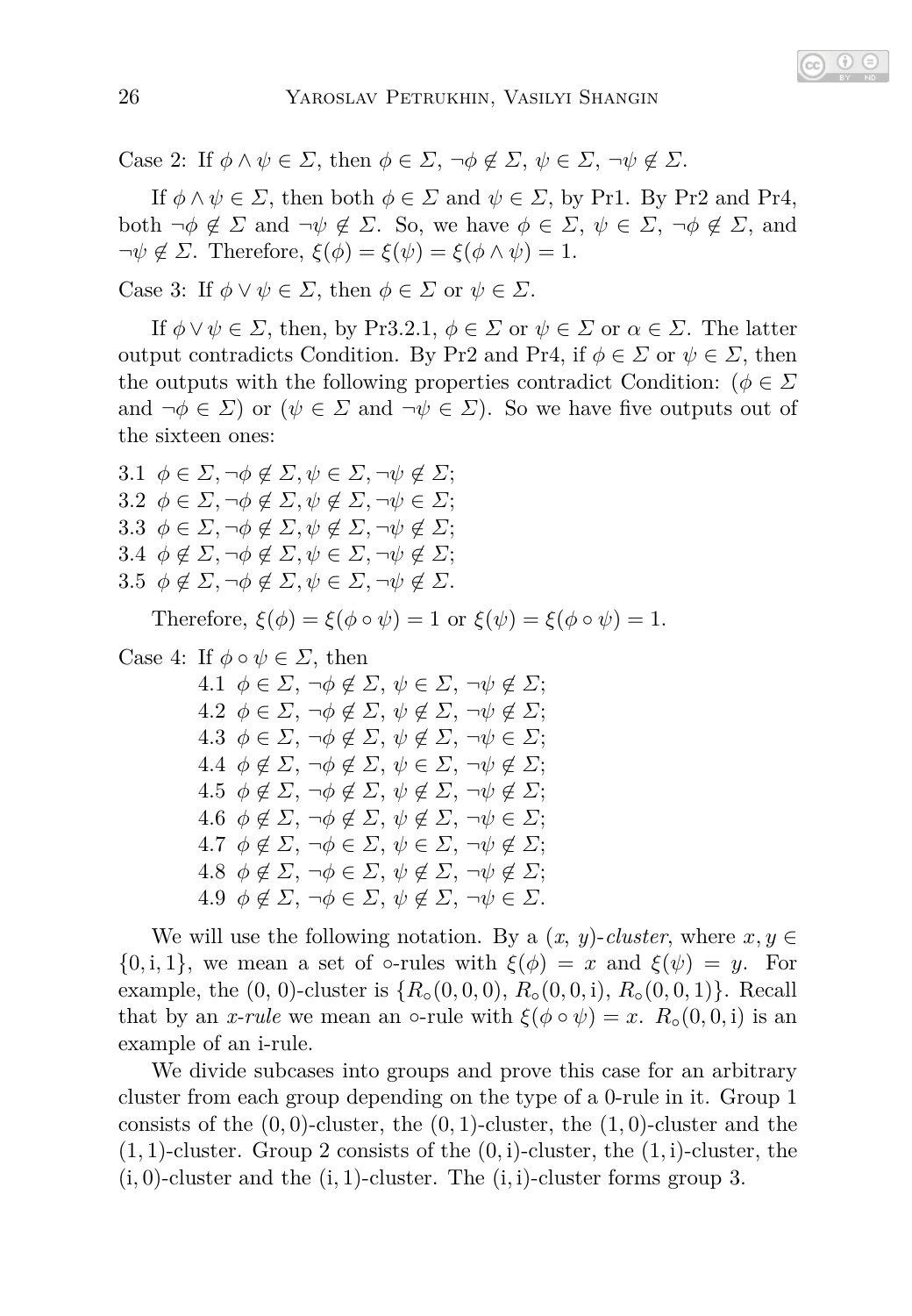Case 2: If $\phi \wedge \psi \in \Sigma$, then $\phi \in \Sigma$, $\neg\phi \notin \Sigma$, $\psi \in \Sigma$, $\neg\psi \notin \Sigma$.

If $\phi \wedge \psi \in \Sigma$, then both $\phi \in \Sigma$ and $\psi \in \Sigma$, by Pr1. By Pr2 and Pr4, both $\neg\phi \notin \Sigma$ and $\neg\psi \notin \Sigma$. So, we have $\phi \in \Sigma$, $\psi \in \Sigma$, $\neg\phi \notin \Sigma$, and $\neg\psi \notin \Sigma$. Therefore, $\xi(\phi) = \xi(\psi) = \xi(\phi \wedge \psi) = 1$.

Case 3: If $\phi \vee \psi \in \Sigma$, then $\phi \in \Sigma$ or $\psi \in \Sigma$.

If $\phi \vee \psi \in \Sigma$, then, by Pr3.2.1, $\phi \in \Sigma$ or $\psi \in \Sigma$ or $\alpha \in \Sigma$. The latter output contradicts Condition. By Pr2 and Pr4, if $\phi \in \Sigma$ or $\psi \in \Sigma$, then the outputs with the following properties contradict Condition: ($\phi \in \Sigma$ and $\neg\phi \in \Sigma$) or ($\psi \in \Sigma$ and $\neg\psi \in \Sigma$). So we have five outputs out of the sixteen ones:

3.1 $\phi \in \Sigma, \neg\phi \notin \Sigma, \psi \in \Sigma, \neg\psi \notin \Sigma$;
3.2 $\phi \in \Sigma, \neg\phi \notin \Sigma, \psi \notin \Sigma, \neg\psi \in \Sigma$;
3.3 $\phi \in \Sigma, \neg\phi \notin \Sigma, \psi \notin \Sigma, \neg\psi \notin \Sigma$;
3.4 $\phi \notin \Sigma, \neg\phi \notin \Sigma, \psi \in \Sigma, \neg\psi \notin \Sigma$;
3.5 $\phi \notin \Sigma, \neg\phi \notin \Sigma, \psi \in \Sigma, \neg\psi \notin \Sigma$.

Therefore, $\xi(\phi) = \xi(\phi \circ \psi) = 1$ or $\xi(\psi) = \xi(\phi \circ \psi) = 1$.

Case 4: If $\phi \circ \psi \in \Sigma$, then

4.1 $\phi \in \Sigma$, $\neg\phi \notin \Sigma$, $\psi \in \Sigma$, $\neg\psi \notin \Sigma$;
4.2 $\phi \in \Sigma$, $\neg\phi \notin \Sigma$, $\psi \notin \Sigma$, $\neg\psi \notin \Sigma$;
4.3 $\phi \in \Sigma$, $\neg\phi \notin \Sigma$, $\psi \notin \Sigma$, $\neg\psi \in \Sigma$;
4.4 $\phi \notin \Sigma$, $\neg\phi \notin \Sigma$, $\psi \in \Sigma$, $\neg\psi \notin \Sigma$;
4.5 $\phi \notin \Sigma$, $\neg\phi \notin \Sigma$, $\psi \notin \Sigma$, $\neg\psi \notin \Sigma$;
4.6 $\phi \notin \Sigma$, $\neg\phi \notin \Sigma$, $\psi \notin \Sigma$, $\neg\psi \in \Sigma$;
4.7 $\phi \notin \Sigma$, $\neg\phi \in \Sigma$, $\psi \in \Sigma$, $\neg\psi \notin \Sigma$;
4.8 $\phi \notin \Sigma$, $\neg\phi \in \Sigma$, $\psi \notin \Sigma$, $\neg\psi \notin \Sigma$;
4.9 $\phi \notin \Sigma$, $\neg\phi \in \Sigma$, $\psi \notin \Sigma$, $\neg\psi \in \Sigma$.

We will use the following notation. By a $(x,\, y)$-*cluster*, where $x, y \in \{0, \mathrm{i}, 1\}$, we mean a set of $\circ$-rules with $\xi(\phi) = x$ and $\xi(\psi) = y$. For example, the $(0,\,0)$-cluster is $\{R_\circ(0,0,0),\, R_\circ(0,0,\mathrm{i}),\, R_\circ(0,0,1)\}$. Recall that by an *x-rule* we mean an $\circ$-rule with $\xi(\phi \circ \psi) = x$. $R_\circ(0,0,\mathrm{i})$ is an example of an i-rule.

We divide subcases into groups and prove this case for an arbitrary cluster from each group depending on the type of a 0-rule in it. Group 1 consists of the $(0,0)$-cluster, the $(0,1)$-cluster, the $(1,0)$-cluster and the $(1,1)$-cluster. Group 2 consists of the $(0,\mathrm{i})$-cluster, the $(1,\mathrm{i})$-cluster, the $(\mathrm{i},0)$-cluster and the $(\mathrm{i},1)$-cluster. The $(\mathrm{i},\mathrm{i})$-cluster forms group 3.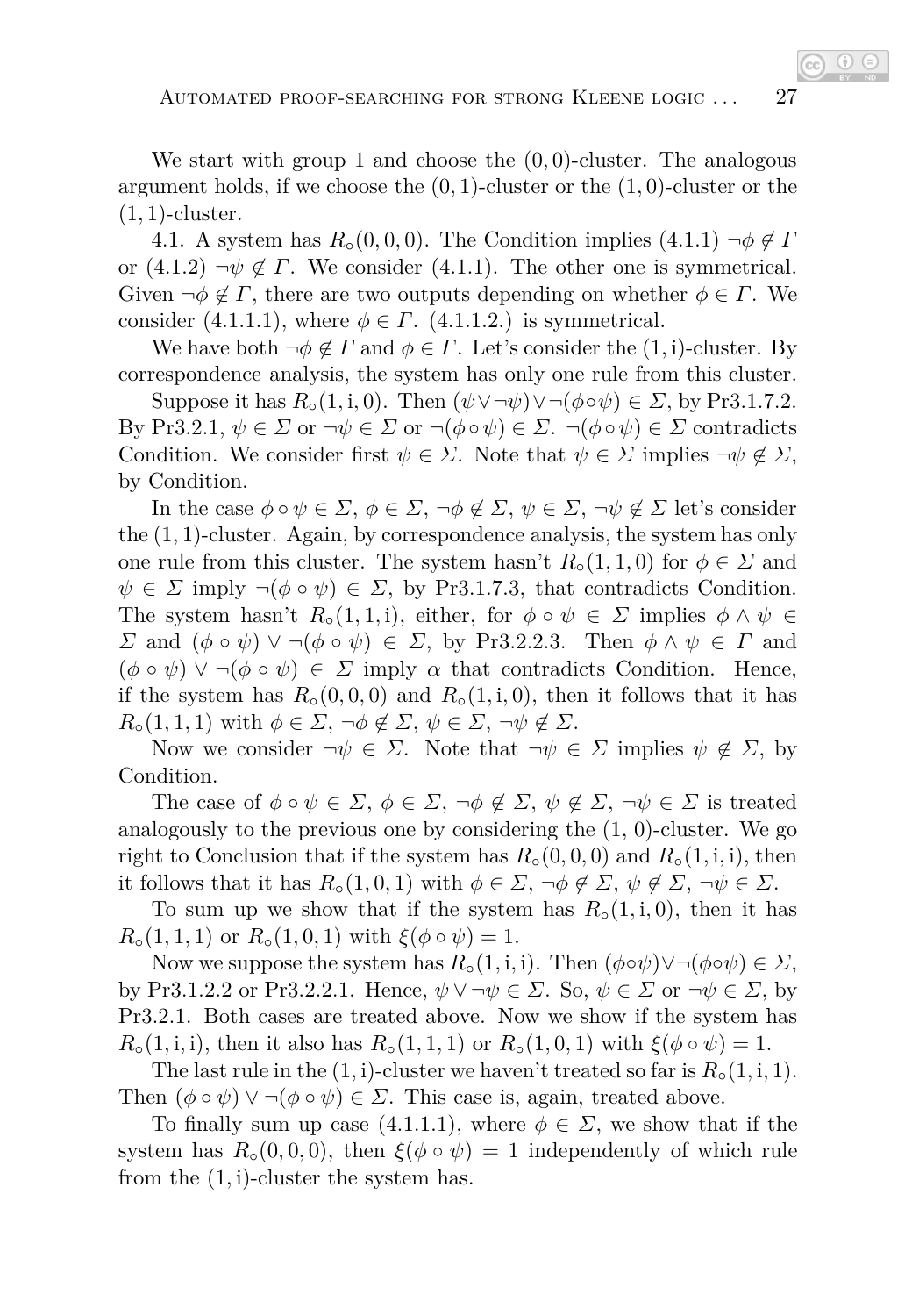We start with group 1 and choose the $(0, 0)$-cluster. The analogous argument holds, if we choose the $(0, 1)$-cluster or the $(1, 0)$-cluster or the $(1, 1)$-cluster.

4.1. A system has $R_\circ(0, 0, 0)$. The Condition implies (4.1.1) $\neg\phi \notin \Gamma$ or (4.1.2) $\neg\psi \notin \Gamma$. We consider (4.1.1). The other one is symmetrical. Given $\neg\phi \notin \Gamma$, there are two outputs depending on whether $\phi \in \Gamma$. We consider (4.1.1.1), where $\phi \in \Gamma$. (4.1.1.2.) is symmetrical.

We have both $\neg\phi \notin \Gamma$ and $\phi \in \Gamma$. Let's consider the $(1, \mathrm{i})$-cluster. By correspondence analysis, the system has only one rule from this cluster.

Suppose it has $R_\circ(1, \mathrm{i}, 0)$. Then $(\psi \vee \neg\psi) \vee \neg(\phi \circ \psi) \in \Sigma$, by Pr3.1.7.2. By Pr3.2.1, $\psi \in \Sigma$ or $\neg\psi \in \Sigma$ or $\neg(\phi \circ \psi) \in \Sigma$. $\neg(\phi \circ \psi) \in \Sigma$ contradicts Condition. We consider first $\psi \in \Sigma$. Note that $\psi \in \Sigma$ implies $\neg\psi \notin \Sigma$, by Condition.

In the case $\phi \circ \psi \in \Sigma$, $\phi \in \Sigma$, $\neg\phi \notin \Sigma$, $\psi \in \Sigma$, $\neg\psi \notin \Sigma$ let's consider the $(1, 1)$-cluster. Again, by correspondence analysis, the system has only one rule from this cluster. The system hasn't $R_\circ(1, 1, 0)$ for $\phi \in \Sigma$ and $\psi \in \Sigma$ imply $\neg(\phi \circ \psi) \in \Sigma$, by Pr3.1.7.3, that contradicts Condition. The system hasn't $R_\circ(1, 1, \mathrm{i})$, either, for $\phi \circ \psi \in \Sigma$ implies $\phi \wedge \psi \in \Sigma$ and $(\phi \circ \psi) \vee \neg(\phi \circ \psi) \in \Sigma$, by Pr3.2.2.3. Then $\phi \wedge \psi \in \Gamma$ and $(\phi \circ \psi) \vee \neg(\phi \circ \psi) \in \Sigma$ imply $\alpha$ that contradicts Condition. Hence, if the system has $R_\circ(0, 0, 0)$ and $R_\circ(1, \mathrm{i}, 0)$, then it follows that it has $R_\circ(1, 1, 1)$ with $\phi \in \Sigma$, $\neg\phi \notin \Sigma$, $\psi \in \Sigma$, $\neg\psi \notin \Sigma$.

Now we consider $\neg\psi \in \Sigma$. Note that $\neg\psi \in \Sigma$ implies $\psi \notin \Sigma$, by Condition.

The case of $\phi \circ \psi \in \Sigma$, $\phi \in \Sigma$, $\neg\phi \notin \Sigma$, $\psi \notin \Sigma$, $\neg\psi \in \Sigma$ is treated analogously to the previous one by considering the $(1, 0)$-cluster. We go right to Conclusion that if the system has $R_\circ(0, 0, 0)$ and $R_\circ(1, \mathrm{i}, \mathrm{i})$, then it follows that it has $R_\circ(1, 0, 1)$ with $\phi \in \Sigma$, $\neg\phi \notin \Sigma$, $\psi \notin \Sigma$, $\neg\psi \in \Sigma$.

To sum up we show that if the system has $R_\circ(1, \mathrm{i}, 0)$, then it has $R_\circ(1, 1, 1)$ or $R_\circ(1, 0, 1)$ with $\xi(\phi \circ \psi) = 1$.

Now we suppose the system has $R_\circ(1, \mathrm{i}, \mathrm{i})$. Then $(\phi \circ \psi) \vee \neg(\phi \circ \psi) \in \Sigma$, by Pr3.1.2.2 or Pr3.2.2.1. Hence, $\psi \vee \neg\psi \in \Sigma$. So, $\psi \in \Sigma$ or $\neg\psi \in \Sigma$, by Pr3.2.1. Both cases are treated above. Now we show if the system has $R_\circ(1, \mathrm{i}, \mathrm{i})$, then it also has $R_\circ(1, 1, 1)$ or $R_\circ(1, 0, 1)$ with $\xi(\phi \circ \psi) = 1$.

The last rule in the $(1, \mathrm{i})$-cluster we haven't treated so far is $R_\circ(1, \mathrm{i}, 1)$. Then $(\phi \circ \psi) \vee \neg(\phi \circ \psi) \in \Sigma$. This case is, again, treated above.

To finally sum up case (4.1.1.1), where $\phi \in \Sigma$, we show that if the system has $R_\circ(0, 0, 0)$, then $\xi(\phi \circ \psi) = 1$ independently of which rule from the $(1, \mathrm{i})$-cluster the system has.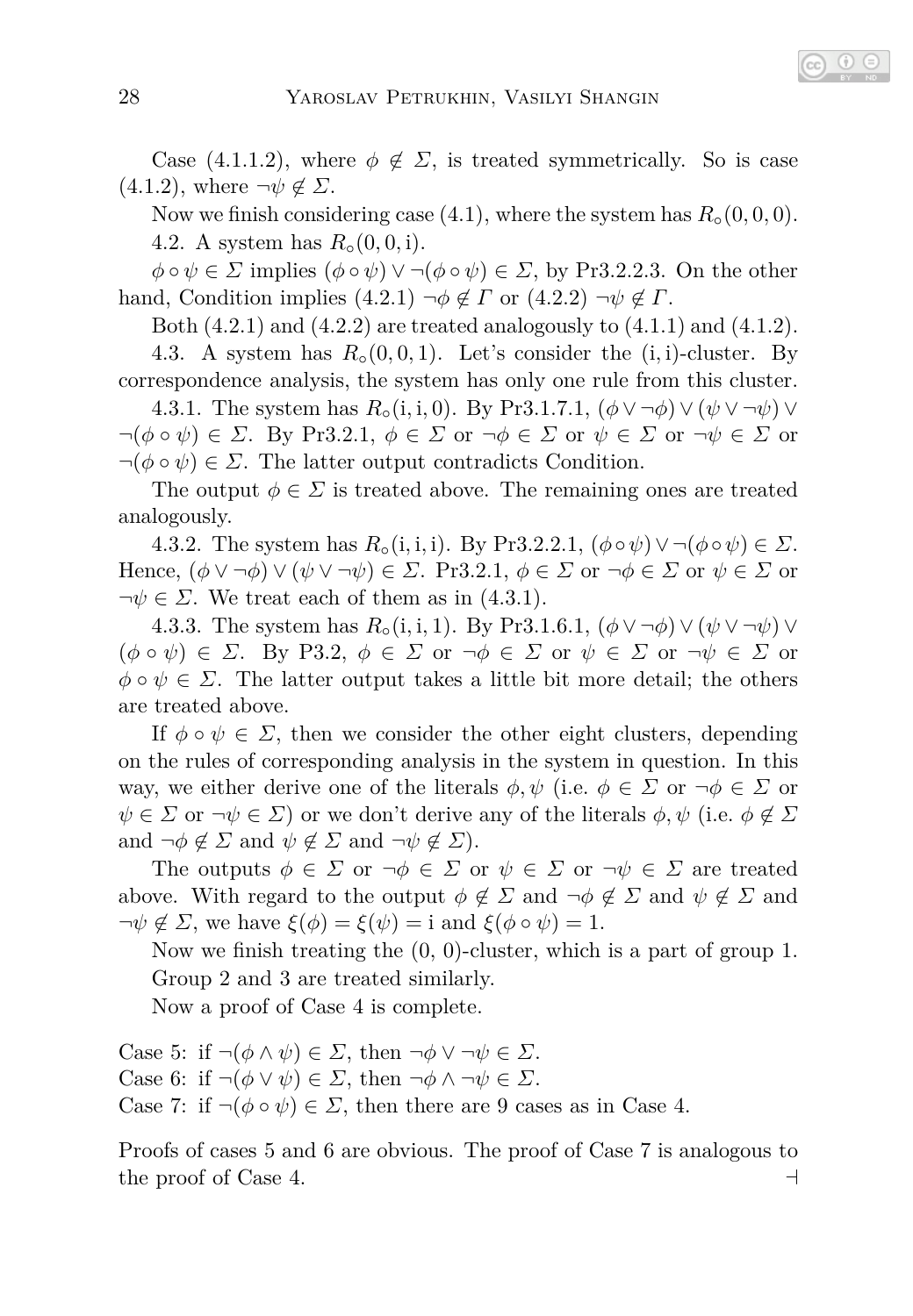Case (4.1.1.2), where $\phi \notin \Sigma$, is treated symmetrically. So is case (4.1.2), where $\neg\psi \notin \Sigma$.

Now we finish considering case (4.1), where the system has $R_\circ(0, 0, 0)$.

4.2. A system has $R_\circ(0, 0, \mathrm{i})$.

$\phi \circ \psi \in \Sigma$ implies $(\phi \circ \psi) \vee \neg(\phi \circ \psi) \in \Sigma$, by Pr3.2.2.3. On the other hand, Condition implies (4.2.1) $\neg\phi \notin \Gamma$ or (4.2.2) $\neg\psi \notin \Gamma$.

Both (4.2.1) and (4.2.2) are treated analogously to (4.1.1) and (4.1.2).

4.3. A system has $R_\circ(0, 0, 1)$. Let's consider the $(\mathrm{i}, \mathrm{i})$-cluster. By correspondence analysis, the system has only one rule from this cluster.

4.3.1. The system has $R_\circ(\mathrm{i}, \mathrm{i}, 0)$. By Pr3.1.7.1, $(\phi \vee \neg\phi) \vee (\psi \vee \neg\psi) \vee \neg(\phi \circ \psi) \in \Sigma$. By Pr3.2.1, $\phi \in \Sigma$ or $\neg\phi \in \Sigma$ or $\psi \in \Sigma$ or $\neg\psi \in \Sigma$ or $\neg(\phi \circ \psi) \in \Sigma$. The latter output contradicts Condition.

The output $\phi \in \Sigma$ is treated above. The remaining ones are treated analogously.

4.3.2. The system has $R_\circ(\mathrm{i}, \mathrm{i}, \mathrm{i})$. By Pr3.2.2.1, $(\phi \circ \psi) \vee \neg(\phi \circ \psi) \in \Sigma$. Hence, $(\phi \vee \neg\phi) \vee (\psi \vee \neg\psi) \in \Sigma$. Pr3.2.1, $\phi \in \Sigma$ or $\neg\phi \in \Sigma$ or $\psi \in \Sigma$ or $\neg\psi \in \Sigma$. We treat each of them as in (4.3.1).

4.3.3. The system has $R_\circ(\mathrm{i}, \mathrm{i}, 1)$. By Pr3.1.6.1, $(\phi \vee \neg\phi) \vee (\psi \vee \neg\psi) \vee (\phi \circ \psi) \in \Sigma$. By P3.2, $\phi \in \Sigma$ or $\neg\phi \in \Sigma$ or $\psi \in \Sigma$ or $\neg\psi \in \Sigma$ or $\phi \circ \psi \in \Sigma$. The latter output takes a little bit more detail; the others are treated above.

If $\phi \circ \psi \in \Sigma$, then we consider the other eight clusters, depending on the rules of corresponding analysis in the system in question. In this way, we either derive one of the literals $\phi, \psi$ (i.e. $\phi \in \Sigma$ or $\neg\phi \in \Sigma$ or $\psi \in \Sigma$ or $\neg\psi \in \Sigma$) or we don't derive any of the literals $\phi, \psi$ (i.e. $\phi \notin \Sigma$ and $\neg\phi \notin \Sigma$ and $\psi \notin \Sigma$ and $\neg\psi \notin \Sigma$).

The outputs $\phi \in \Sigma$ or $\neg\phi \in \Sigma$ or $\psi \in \Sigma$ or $\neg\psi \in \Sigma$ are treated above. With regard to the output $\phi \notin \Sigma$ and $\neg\phi \notin \Sigma$ and $\psi \notin \Sigma$ and $\neg\psi \notin \Sigma$, we have $\xi(\phi) = \xi(\psi) = \mathrm{i}$ and $\xi(\phi \circ \psi) = 1$.

Now we finish treating the (0, 0)-cluster, which is a part of group 1.

Group 2 and 3 are treated similarly.

Now a proof of Case 4 is complete.

Case 5: if $\neg(\phi \wedge \psi) \in \Sigma$, then $\neg\phi \vee \neg\psi \in \Sigma$.
Case 6: if $\neg(\phi \vee \psi) \in \Sigma$, then $\neg\phi \wedge \neg\psi \in \Sigma$.
Case 7: if $\neg(\phi \circ \psi) \in \Sigma$, then there are 9 cases as in Case 4.

Proofs of cases 5 and 6 are obvious. The proof of Case 7 is analogous to the proof of Case 4. ⊣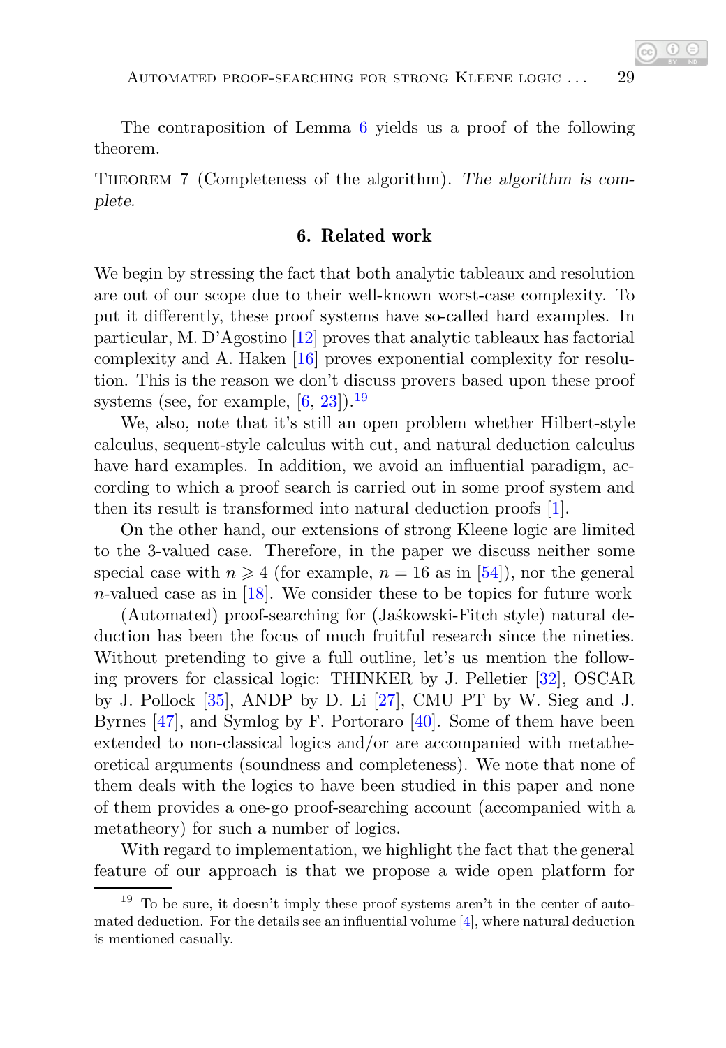The contraposition of Lemma 6 yields us a proof of the following theorem.

Theorem 7 (Completeness of the algorithm). *The algorithm is complete.*

## 6. Related work

We begin by stressing the fact that both analytic tableaux and resolution are out of our scope due to their well-known worst-case complexity. To put it differently, these proof systems have so-called hard examples. In particular, M. D'Agostino [12] proves that analytic tableaux has factorial complexity and A. Haken [16] proves exponential complexity for resolution. This is the reason we don't discuss provers based upon these proof systems (see, for example, [6, 23]).[19]

We, also, note that it's still an open problem whether Hilbert-style calculus, sequent-style calculus with cut, and natural deduction calculus have hard examples. In addition, we avoid an influential paradigm, according to which a proof search is carried out in some proof system and then its result is transformed into natural deduction proofs [1].

On the other hand, our extensions of strong Kleene logic are limited to the 3-valued case. Therefore, in the paper we discuss neither some special case with $n \geqslant 4$ (for example, $n = 16$ as in [54]), nor the general $n$-valued case as in [18]. We consider these to be topics for future work

(Automated) proof-searching for (Jaśkowski-Fitch style) natural deduction has been the focus of much fruitful research since the nineties. Without pretending to give a full outline, let's us mention the following provers for classical logic: THINKER by J. Pelletier [32], OSCAR by J. Pollock [35], ANDP by D. Li [27], CMU PT by W. Sieg and J. Byrnes [47], and Symlog by F. Portoraro [40]. Some of them have been extended to non-classical logics and/or are accompanied with metatheoretical arguments (soundness and completeness). We note that none of them deals with the logics to have been studied in this paper and none of them provides a one-go proof-searching account (accompanied with a metatheory) for such a number of logics.

With regard to implementation, we highlight the fact that the general feature of our approach is that we propose a wide open platform for

---

[19] To be sure, it doesn't imply these proof systems aren't in the center of automated deduction. For the details see an influential volume [4], where natural deduction is mentioned casually.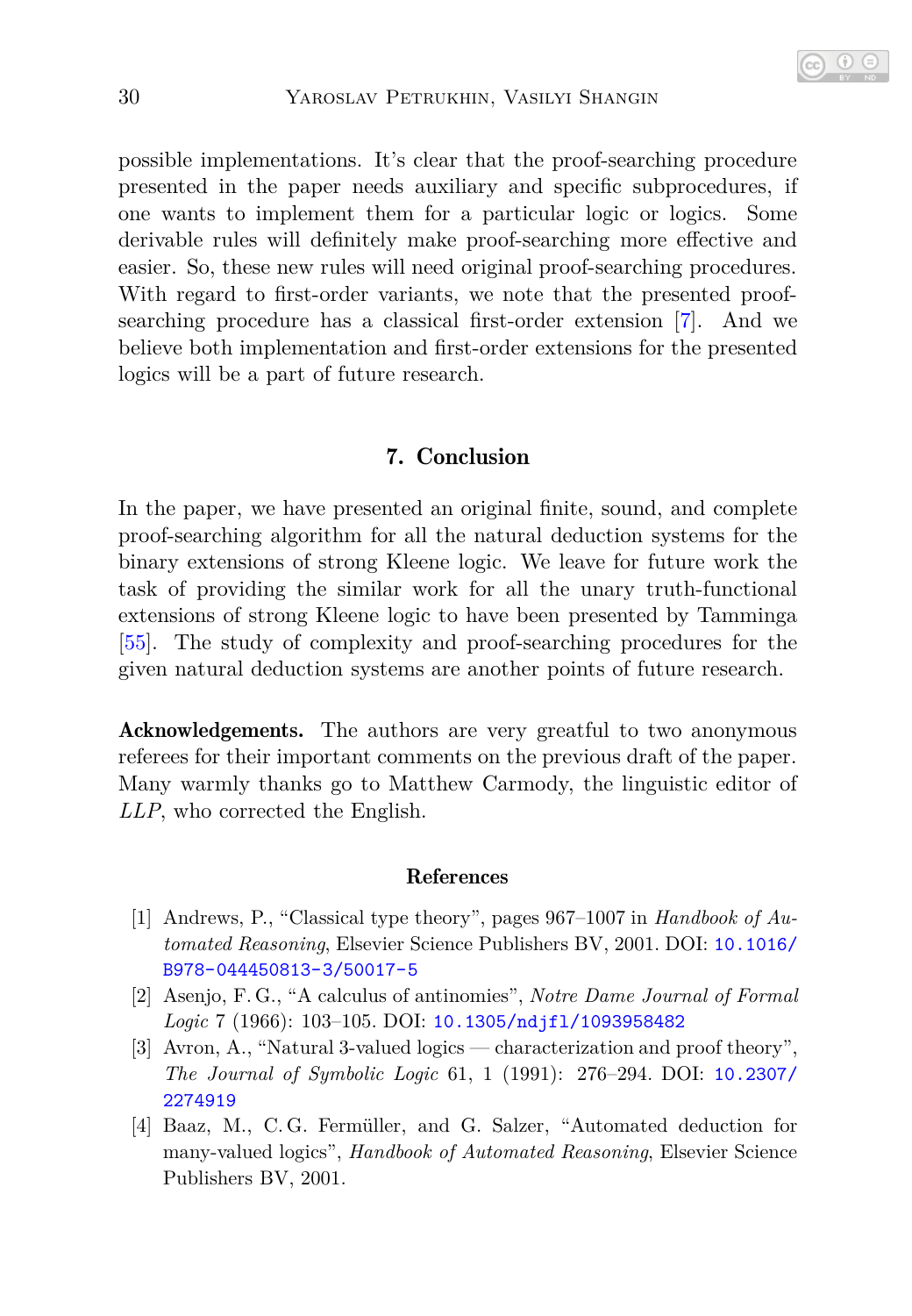possible implementations. It's clear that the proof-searching procedure presented in the paper needs auxiliary and specific subprocedures, if one wants to implement them for a particular logic or logics. Some derivable rules will definitely make proof-searching more effective and easier. So, these new rules will need original proof-searching procedures. With regard to first-order variants, we note that the presented proof-searching procedure has a classical first-order extension [7]. And we believe both implementation and first-order extensions for the presented logics will be a part of future research.

## 7. Conclusion

In the paper, we have presented an original finite, sound, and complete proof-searching algorithm for all the natural deduction systems for the binary extensions of strong Kleene logic. We leave for future work the task of providing the similar work for all the unary truth-functional extensions of strong Kleene logic to have been presented by Tamminga [55]. The study of complexity and proof-searching procedures for the given natural deduction systems are another points of future research.

**Acknowledgements.** The authors are very greatful to two anonymous referees for their important comments on the previous draft of the paper. Many warmly thanks go to Matthew Carmody, the linguistic editor of *LLP*, who corrected the English.

### References

[1] Andrews, P., "Classical type theory", pages 967–1007 in *Handbook of Automated Reasoning*, Elsevier Science Publishers BV, 2001. DOI: 10.1016/B978-044450813-3/50017-5

[2] Asenjo, F. G., "A calculus of antinomies", *Notre Dame Journal of Formal Logic* 7 (1966): 103–105. DOI: 10.1305/ndjfl/1093958482

[3] Avron, A., "Natural 3-valued logics — characterization and proof theory", *The Journal of Symbolic Logic* 61, 1 (1991): 276–294. DOI: 10.2307/2274919

[4] Baaz, M., C. G. Fermüller, and G. Salzer, "Automated deduction for many-valued logics", *Handbook of Automated Reasoning*, Elsevier Science Publishers BV, 2001.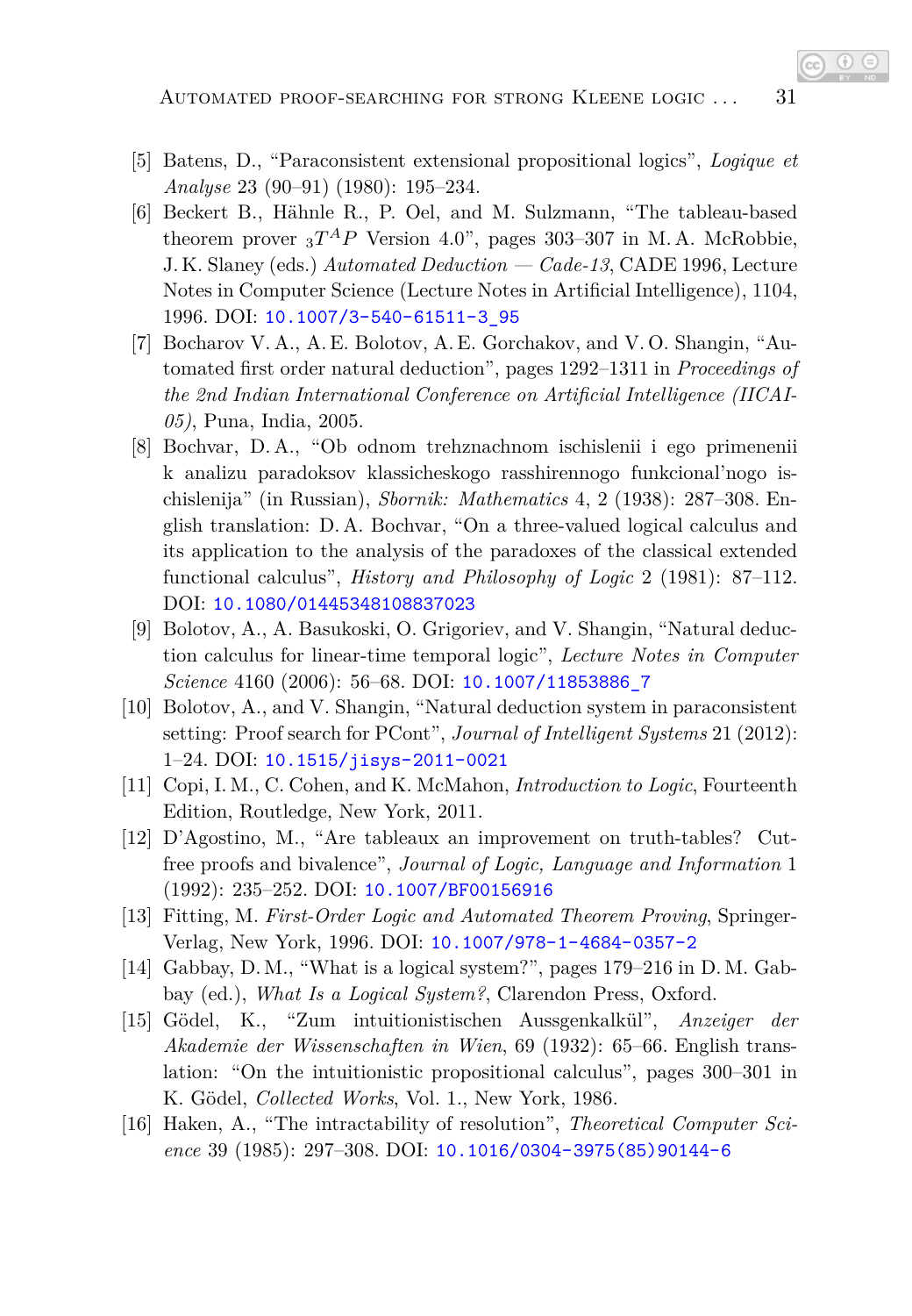[5] Batens, D., "Paraconsistent extensional propositional logics", *Logique et Analyse* 23 (90–91) (1980): 195–234.

[6] Beckert B., Hähnle R., P. Oel, and M. Sulzmann, "The tableau-based theorem prover $_3T^AP$ Version 4.0", pages 303–307 in M. A. McRobbie, J. K. Slaney (eds.) *Automated Deduction — Cade-13*, CADE 1996, Lecture Notes in Computer Science (Lecture Notes in Artificial Intelligence), 1104, 1996. DOI: 10.1007/3-540-61511-3_95

[7] Bocharov V. A., A. E. Bolotov, A. E. Gorchakov, and V. O. Shangin, "Automated first order natural deduction", pages 1292–1311 in *Proceedings of the 2nd Indian International Conference on Artificial Intelligence (IICAI-05)*, Puna, India, 2005.

[8] Bochvar, D. A., "Ob odnom trehznachnom ischislenii i ego primenenii k analizu paradoksov klassicheskogo rasshirennogo funkcional'nogo ischislenija" (in Russian), *Sbornik: Mathematics* 4, 2 (1938): 287–308. English translation: D. A. Bochvar, "On a three-valued logical calculus and its application to the analysis of the paradoxes of the classical extended functional calculus", *History and Philosophy of Logic* 2 (1981): 87–112. DOI: 10.1080/01445348108837023

[9] Bolotov, A., A. Basukoski, O. Grigoriev, and V. Shangin, "Natural deduction calculus for linear-time temporal logic", *Lecture Notes in Computer Science* 4160 (2006): 56–68. DOI: 10.1007/11853886_7

[10] Bolotov, A., and V. Shangin, "Natural deduction system in paraconsistent setting: Proof search for PCont", *Journal of Intelligent Systems* 21 (2012): 1–24. DOI: 10.1515/jisys-2011-0021

[11] Copi, I. M., C. Cohen, and K. McMahon, *Introduction to Logic*, Fourteenth Edition, Routledge, New York, 2011.

[12] D'Agostino, M., "Are tableaux an improvement on truth-tables? Cut-free proofs and bivalence", *Journal of Logic, Language and Information* 1 (1992): 235–252. DOI: 10.1007/BF00156916

[13] Fitting, M. *First-Order Logic and Automated Theorem Proving*, Springer-Verlag, New York, 1996. DOI: 10.1007/978-1-4684-0357-2

[14] Gabbay, D. M., "What is a logical system?", pages 179–216 in D. M. Gabbay (ed.), *What Is a Logical System?*, Clarendon Press, Oxford.

[15] Gödel, K., "Zum intuitionistischen Aussgenkalkül", *Anzeiger der Akademie der Wissenschaften in Wien*, 69 (1932): 65–66. English translation: "On the intuitionistic propositional calculus", pages 300–301 in K. Gödel, *Collected Works*, Vol. 1., New York, 1986.

[16] Haken, A., "The intractability of resolution", *Theoretical Computer Science* 39 (1985): 297–308. DOI: 10.1016/0304-3975(85)90144-6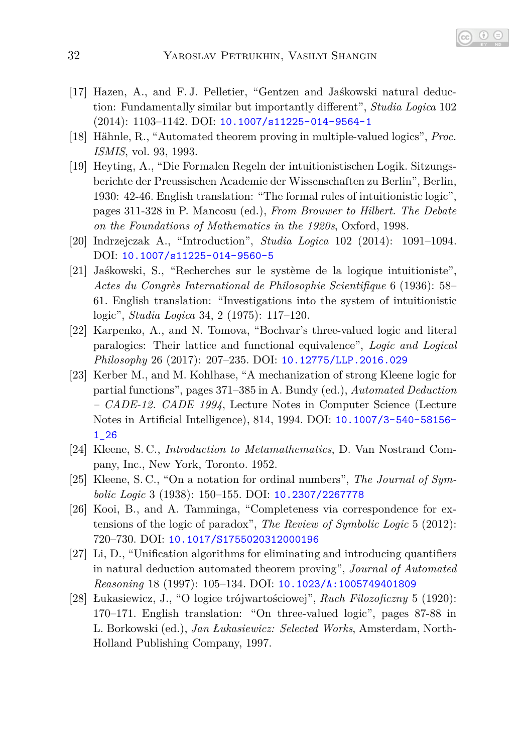[17] Hazen, A., and F. J. Pelletier, "Gentzen and Jaśkowski natural deduction: Fundamentally similar but importantly different", *Studia Logica* 102 (2014): 1103–1142. DOI: 10.1007/s11225-014-9564-1

[18] Hähnle, R., "Automated theorem proving in multiple-valued logics", *Proc. ISMIS*, vol. 93, 1993.

[19] Heyting, A., "Die Formalen Regeln der intuitionistischen Logik. Sitzungsberichte der Preussischen Academie der Wissenschaften zu Berlin", Berlin, 1930: 42-46. English translation: "The formal rules of intuitionistic logic", pages 311-328 in P. Mancosu (ed.), *From Brouwer to Hilbert. The Debate on the Foundations of Mathematics in the 1920s*, Oxford, 1998.

[20] Indrzejczak A., "Introduction", *Studia Logica* 102 (2014): 1091–1094. DOI: 10.1007/s11225-014-9560-5

[21] Jaśkowski, S., "Recherches sur le système de la logique intuitioniste", *Actes du Congrès International de Philosophie Scientifique* 6 (1936): 58–61. English translation: "Investigations into the system of intuitionistic logic", *Studia Logica* 34, 2 (1975): 117–120.

[22] Karpenko, A., and N. Tomova, "Bochvar's three-valued logic and literal paralogics: Their lattice and functional equivalence", *Logic and Logical Philosophy* 26 (2017): 207–235. DOI: 10.12775/LLP.2016.029

[23] Kerber M., and M. Kohlhase, "A mechanization of strong Kleene logic for partial functions", pages 371–385 in A. Bundy (ed.), *Automated Deduction – CADE-12. CADE 1994*, Lecture Notes in Computer Science (Lecture Notes in Artificial Intelligence), 814, 1994. DOI: 10.1007/3-540-58156-1_26

[24] Kleene, S. C., *Introduction to Metamathematics*, D. Van Nostrand Company, Inc., New York, Toronto. 1952.

[25] Kleene, S. C., "On a notation for ordinal numbers", *The Journal of Symbolic Logic* 3 (1938): 150–155. DOI: 10.2307/2267778

[26] Kooi, B., and A. Tamminga, "Completeness via correspondence for extensions of the logic of paradox", *The Review of Symbolic Logic* 5 (2012): 720–730. DOI: 10.1017/S1755020312000196

[27] Li, D., "Unification algorithms for eliminating and introducing quantifiers in natural deduction automated theorem proving", *Journal of Automated Reasoning* 18 (1997): 105–134. DOI: 10.1023/A:1005749401809

[28] Łukasiewicz, J., "O logice trójwartościowej", *Ruch Filozoficzny* 5 (1920): 170–171. English translation: "On three-valued logic", pages 87-88 in L. Borkowski (ed.), *Jan Łukasiewicz: Selected Works*, Amsterdam, North-Holland Publishing Company, 1997.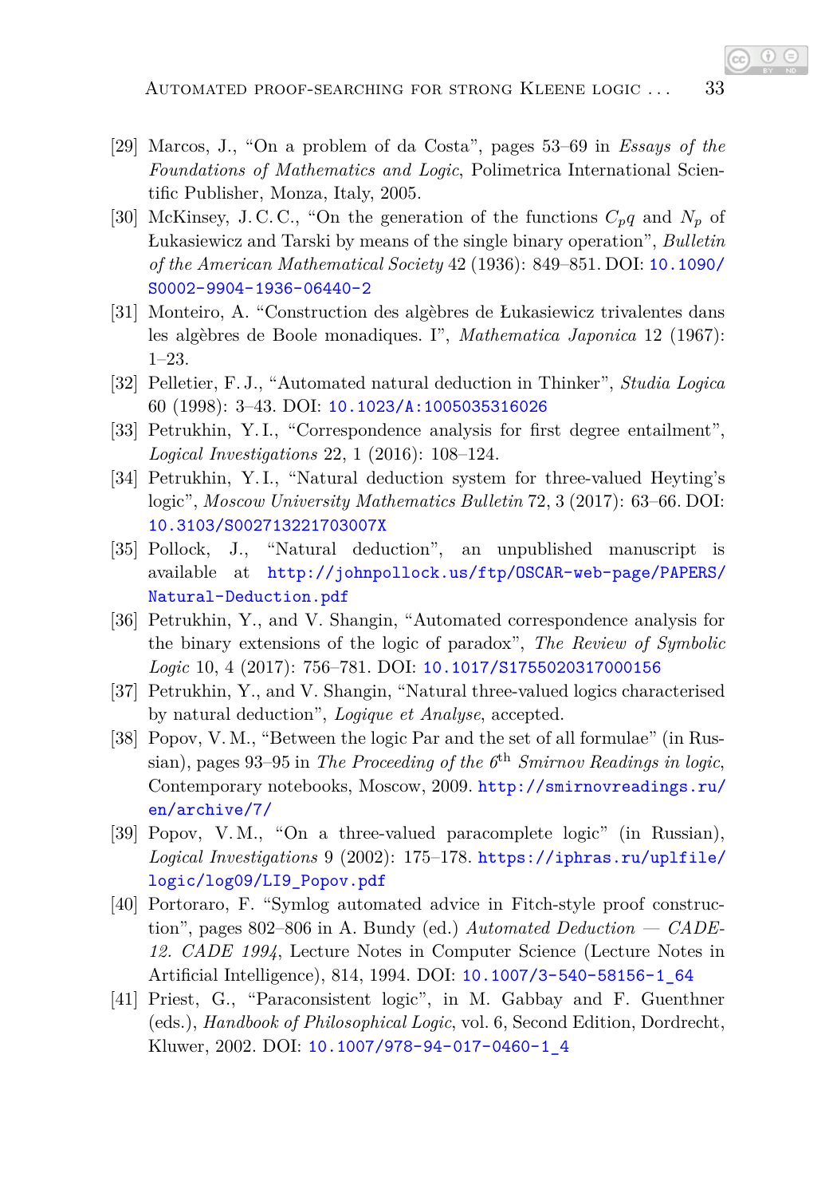- [29] Marcos, J., "On a problem of da Costa", pages 53–69 in *Essays of the Foundations of Mathematics and Logic*, Polimetrica International Scientific Publisher, Monza, Italy, 2005.
- [30] McKinsey, J. C. C., "On the generation of the functions $C_{pq}$ and $N_p$ of Łukasiewicz and Tarski by means of the single binary operation", *Bulletin of the American Mathematical Society* 42 (1936): 849–851. DOI: 10.1090/S0002-9904-1936-06440-2
- [31] Monteiro, A. "Construction des algèbres de Łukasiewicz trivalentes dans les algèbres de Boole monadiques. I", *Mathematica Japonica* 12 (1967): 1–23.
- [32] Pelletier, F. J., "Automated natural deduction in Thinker", *Studia Logica* 60 (1998): 3–43. DOI: 10.1023/A:1005035316026
- [33] Petrukhin, Y. I., "Correspondence analysis for first degree entailment", *Logical Investigations* 22, 1 (2016): 108–124.
- [34] Petrukhin, Y. I., "Natural deduction system for three-valued Heyting's logic", *Moscow University Mathematics Bulletin* 72, 3 (2017): 63–66. DOI: 10.3103/S002713221703007X
- [35] Pollock, J., "Natural deduction", an unpublished manuscript is available at http://johnpollock.us/ftp/OSCAR-web-page/PAPERS/Natural-Deduction.pdf
- [36] Petrukhin, Y., and V. Shangin, "Automated correspondence analysis for the binary extensions of the logic of paradox", *The Review of Symbolic Logic* 10, 4 (2017): 756–781. DOI: 10.1017/S1755020317000156
- [37] Petrukhin, Y., and V. Shangin, "Natural three-valued logics characterised by natural deduction", *Logique et Analyse*, accepted.
- [38] Popov, V. M., "Between the logic Par and the set of all formulae" (in Russian), pages 93–95 in *The Proceeding of the 6*th *Smirnov Readings in logic*, Contemporary notebooks, Moscow, 2009. http://smirnovreadings.ru/en/archive/7/
- [39] Popov, V. M., "On a three-valued paracomplete logic" (in Russian), *Logical Investigations* 9 (2002): 175–178. https://iphras.ru/uplfile/logic/log09/LI9_Popov.pdf
- [40] Portoraro, F. "Symlog automated advice in Fitch-style proof construction", pages 802–806 in A. Bundy (ed.) *Automated Deduction — CADE-12. CADE 1994*, Lecture Notes in Computer Science (Lecture Notes in Artificial Intelligence), 814, 1994. DOI: 10.1007/3-540-58156-1_64
- [41] Priest, G., "Paraconsistent logic", in M. Gabbay and F. Guenthner (eds.), *Handbook of Philosophical Logic*, vol. 6, Second Edition, Dordrecht, Kluwer, 2002. DOI: 10.1007/978-94-017-0460-1_4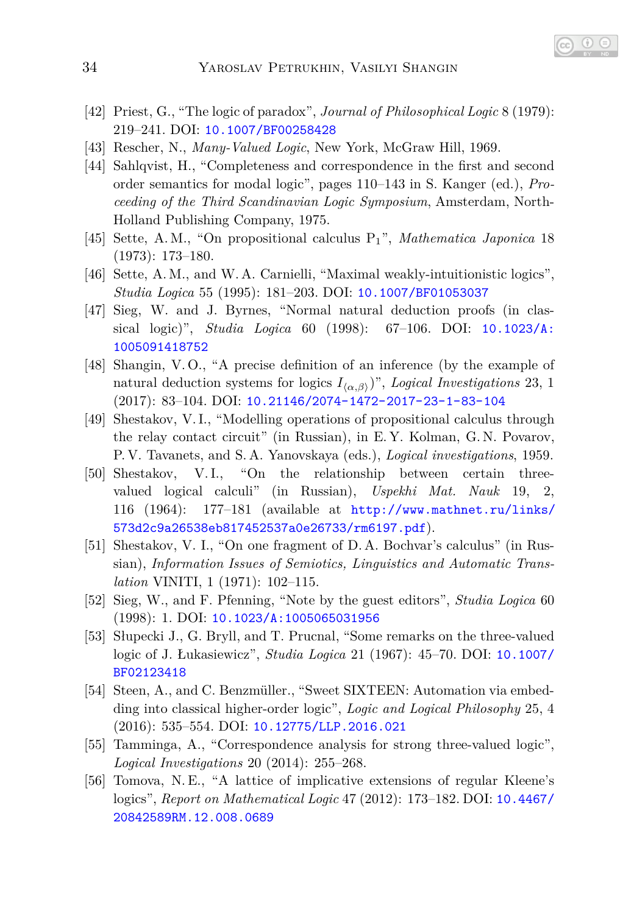[42] Priest, G., “The logic of paradox”, *Journal of Philosophical Logic* 8 (1979): 219–241. DOI: 10.1007/BF00258428

[43] Rescher, N., *Many-Valued Logic*, New York, McGraw Hill, 1969.

[44] Sahlqvist, H., “Completeness and correspondence in the first and second order semantics for modal logic”, pages 110–143 in S. Kanger (ed.), *Proceeding of the Third Scandinavian Logic Symposium*, Amsterdam, North-Holland Publishing Company, 1975.

[45] Sette, A. M., “On propositional calculus $P_1$”, *Mathematica Japonica* 18 (1973): 173–180.

[46] Sette, A. M., and W. A. Carnielli, “Maximal weakly-intuitionistic logics”, *Studia Logica* 55 (1995): 181–203. DOI: 10.1007/BF01053037

[47] Sieg, W. and J. Byrnes, “Normal natural deduction proofs (in classical logic)”, *Studia Logica* 60 (1998): 67–106. DOI: 10.1023/A:1005091418752

[48] Shangin, V. O., “A precise definition of an inference (by the example of natural deduction systems for logics $I_{\langle\alpha,\beta\rangle}$)”, *Logical Investigations* 23, 1 (2017): 83–104. DOI: 10.21146/2074-1472-2017-23-1-83-104

[49] Shestakov, V. I., “Modelling operations of propositional calculus through the relay contact circuit” (in Russian), in E. Y. Kolman, G. N. Povarov, P. V. Tavanets, and S. A. Yanovskaya (eds.), *Logical investigations*, 1959.

[50] Shestakov, V. I., “On the relationship between certain three-valued logical calculi” (in Russian), *Uspekhi Mat. Nauk* 19, 2, 116 (1964): 177–181 (available at http://www.mathnet.ru/links/573d2c9a26538eb817452537a0e26733/rm6197.pdf).

[51] Shestakov, V. I., “On one fragment of D. A. Bochvar's calculus” (in Russian), *Information Issues of Semiotics, Linguistics and Automatic Translation* VINITI, 1 (1971): 102–115.

[52] Sieg, W., and F. Pfenning, “Note by the guest editors”, *Studia Logica* 60 (1998): 1. DOI: 10.1023/A:1005065031956

[53] Słupecki J., G. Bryll, and T. Prucnal, “Some remarks on the three-valued logic of J. Łukasiewicz”, *Studia Logica* 21 (1967): 45–70. DOI: 10.1007/BF02123418

[54] Steen, A., and C. Benzmüller., “Sweet SIXTEEN: Automation via embedding into classical higher-order logic”, *Logic and Logical Philosophy* 25, 4 (2016): 535–554. DOI: 10.12775/LLP.2016.021

[55] Tamminga, A., “Correspondence analysis for strong three-valued logic”, *Logical Investigations* 20 (2014): 255–268.

[56] Tomova, N. E., “A lattice of implicative extensions of regular Kleene's logics”, *Report on Mathematical Logic* 47 (2012): 173–182. DOI: 10.4467/20842589RM.12.008.0689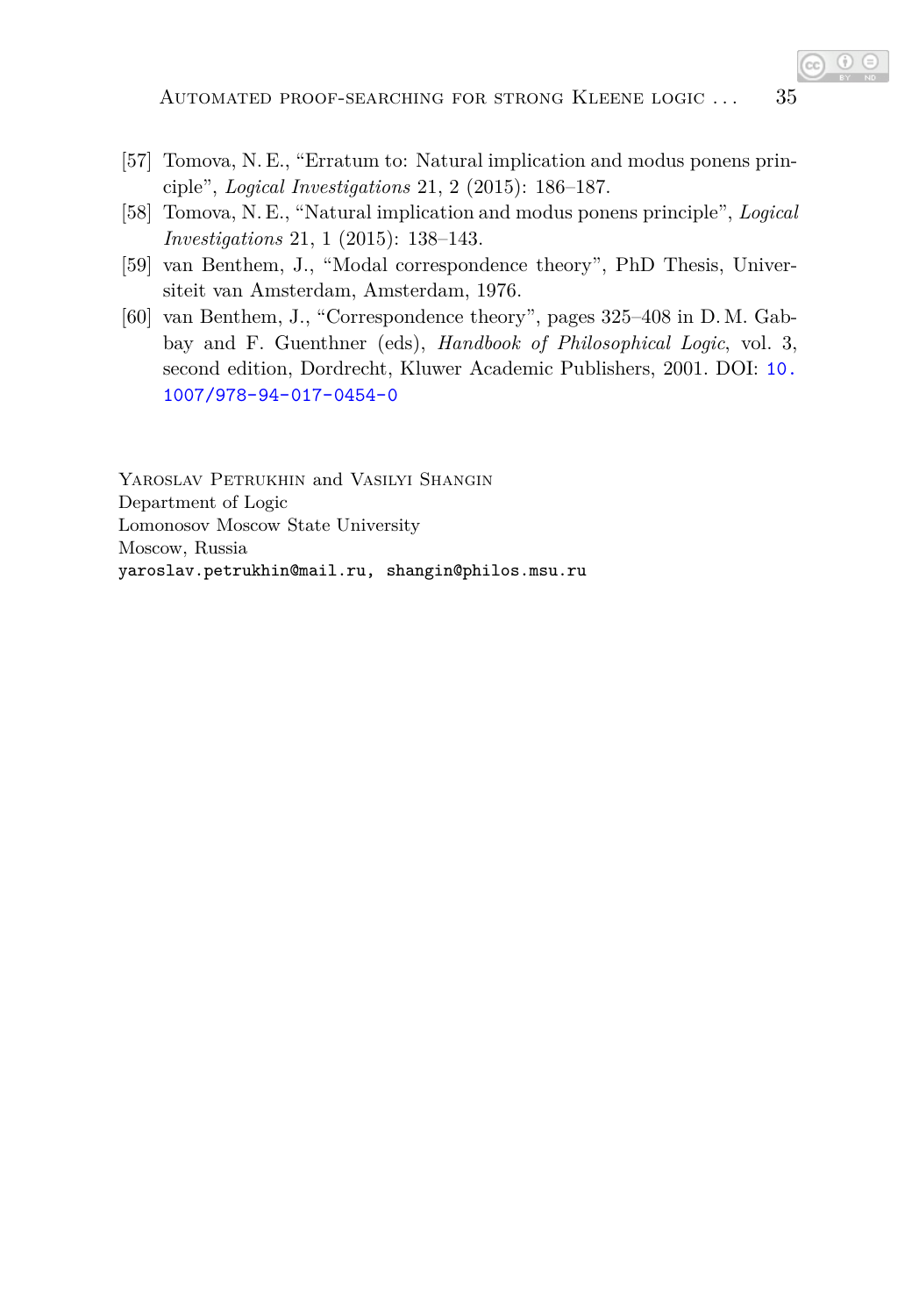[57] Tomova, N. E., "Erratum to: Natural implication and modus ponens principle", *Logical Investigations* 21, 2 (2015): 186–187.

[58] Tomova, N. E., "Natural implication and modus ponens principle", *Logical Investigations* 21, 1 (2015): 138–143.

[59] van Benthem, J., "Modal correspondence theory", PhD Thesis, Universiteit van Amsterdam, Amsterdam, 1976.

[60] van Benthem, J., "Correspondence theory", pages 325–408 in D. M. Gabbay and F. Guenthner (eds), *Handbook of Philosophical Logic*, vol. 3, second edition, Dordrecht, Kluwer Academic Publishers, 2001. DOI: 10.1007/978-94-017-0454-0

Yaroslav Petrukhin and Vasilyi Shangin
Department of Logic
Lomonosov Moscow State University
Moscow, Russia
yaroslav.petrukhin@mail.ru, shangin@philos.msu.ru